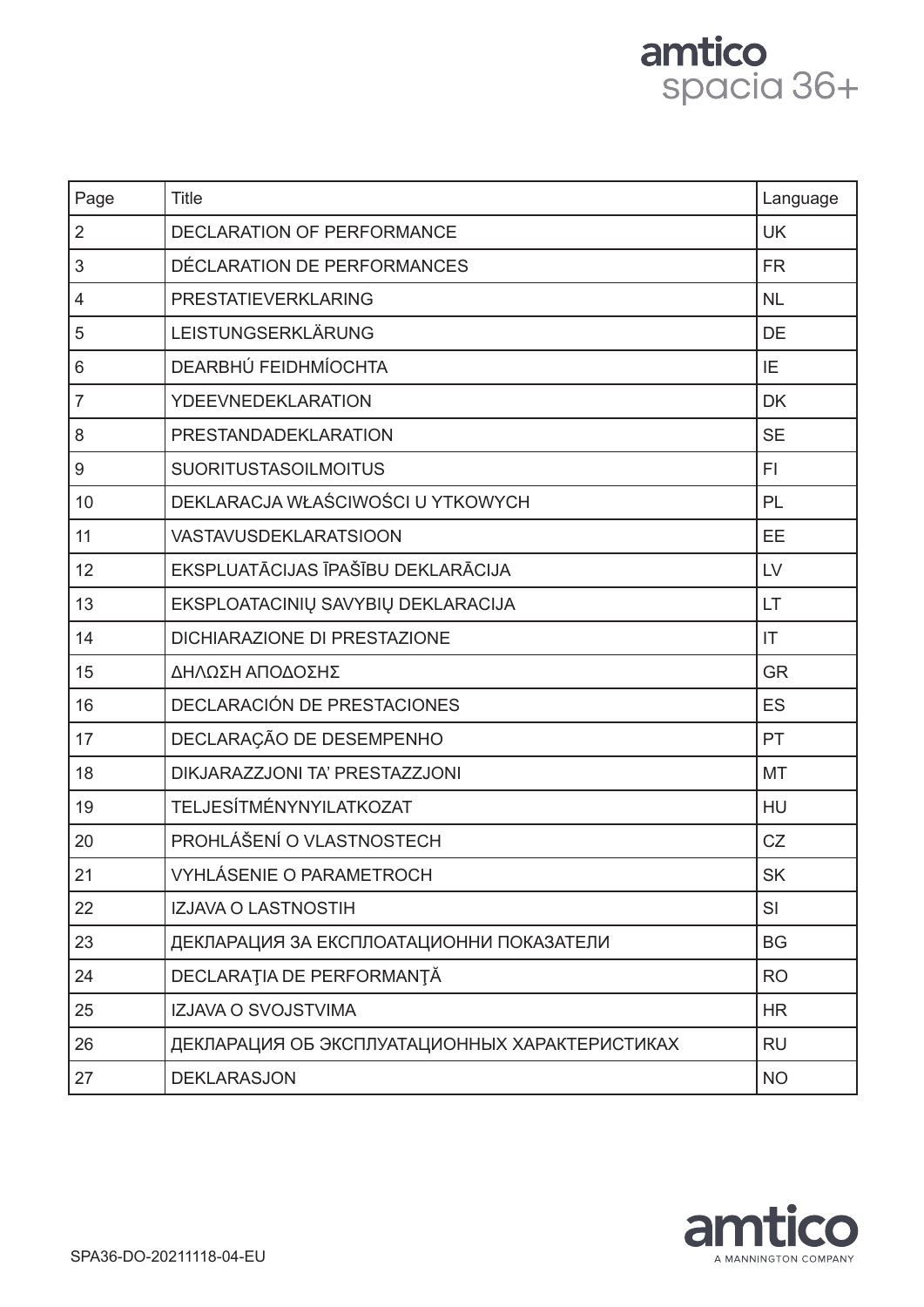amtico
spacia 36+

| Page | Title | Language |
|---|---|---|
| 2 | DECLARATION OF PERFORMANCE | UK |
| 3 | DÉCLARATION DE PERFORMANCES | FR |
| 4 | PRESTATIEVERKLARING | NL |
| 5 | LEISTUNGSERKLÄRUNG | DE |
| 6 | DEARBHÚ FEIDHMÍOCHTA | IE |
| 7 | YDEEVNEDEKLARATION | DK |
| 8 | PRESTANDADEKLARATION | SE |
| 9 | SUORITUSTASOILMOITUS | FI |
| 10 | DEKLARACJA WŁAŚCIWOŚCI U YTKOWYCH | PL |
| 11 | VASTAVUSDEKLARATSIOON | EE |
| 12 | EKSPLUATĀCIJAS ĪPAŠĪBU DEKLARĀCIJA | LV |
| 13 | EKSPLOATACINIŲ SAVYBIŲ DEKLARACIJA | LT |
| 14 | DICHIARAZIONE DI PRESTAZIONE | IT |
| 15 | ΔΗΛΩΣΗ ΑΠΟΔΟΣΗΣ | GR |
| 16 | DECLARACIÓN DE PRESTACIONES | ES |
| 17 | DECLARAÇÃO DE DESEMPENHO | PT |
| 18 | DIKJARAZZJONI TA' PRESTAZZJONI | MT |
| 19 | TELJESÍTMÉNYNYILATKOZAT | HU |
| 20 | PROHLÁŠENÍ O VLASTNOSTECH | CZ |
| 21 | VYHLÁSENIE O PARAMETROCH | SK |
| 22 | IZJAVA O LASTNOSTIH | SI |
| 23 | ДЕКЛАРАЦИЯ ЗА ЕКСПЛОАТАЦИОННИ ПОКАЗАТЕЛИ | BG |
| 24 | DECLARAŢIA DE PERFORMANŢĂ | RO |
| 25 | IZJAVA O SVOJSTVIMA | HR |
| 26 | ДЕКЛАРАЦИЯ ОБ ЭКСПЛУАТАЦИОННЫХ ХАРАКТЕРИСТИКАХ | RU |
| 27 | DEKLARASJON | NO |

SPA36-DO-20211118-04-EU

amtico
A MANNINGTON COMPANY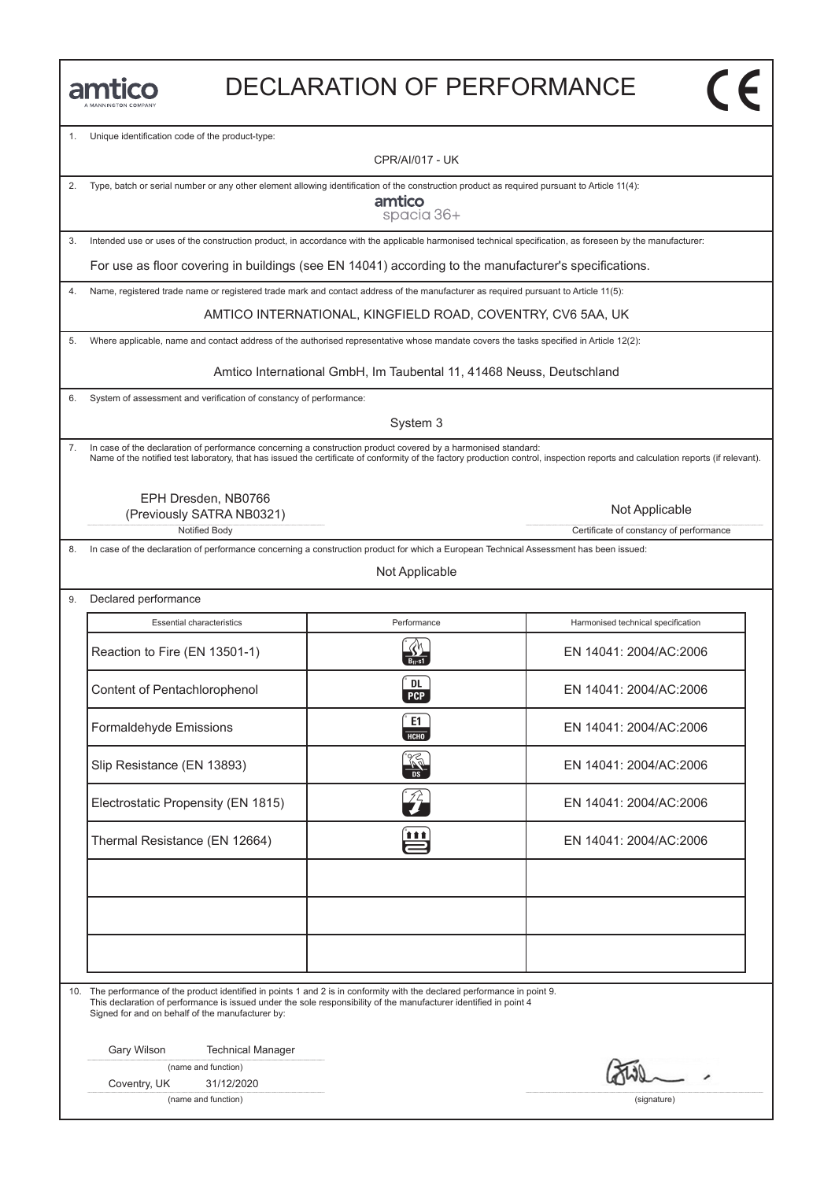# DECLARATION OF PERFORMANCE

amtico
A MANNINGTON COMPANY

CE

1. Unique identification code of the product-type:

CPR/AI/017 - UK

2. Type, batch or serial number or any other element allowing identification of the construction product as required pursuant to Article 11(4):

amtico
spacia 36+

3. Intended use or uses of the construction product, in accordance with the applicable harmonised technical specification, as foreseen by the manufacturer:

For use as floor covering in buildings (see EN 14041) according to the manufacturer's specifications.

4. Name, registered trade name or registered trade mark and contact address of the manufacturer as required pursuant to Article 11(5):

AMTICO INTERNATIONAL, KINGFIELD ROAD, COVENTRY, CV6 5AA, UK

5. Where applicable, name and contact address of the authorised representative whose mandate covers the tasks specified in Article 12(2):

Amtico International GmbH, Im Taubental 11, 41468 Neuss, Deutschland

6. System of assessment and verification of constancy of performance:

System 3

7. In case of the declaration of performance concerning a construction product covered by a harmonised standard:
Name of the notified test laboratory, that has issued the certificate of conformity of the factory production control, inspection reports and calculation reports (if relevant).

| EPH Dresden, NB0766 (Previously SATRA NB0321) | Not Applicable |
|---|---|
| Notified Body | Certificate of constancy of performance |

8. In case of the declaration of performance concerning a construction product for which a European Technical Assessment has been issued:

Not Applicable

9. Declared performance

| Essential characteristics | Performance | Harmonised technical specification |
|---|---|---|
| Reaction to Fire (EN 13501-1) | $B_{fl}$-s1 | EN 14041: 2004/AC:2006 |
| Content of Pentachlorophenol | DL PCP | EN 14041: 2004/AC:2006 |
| Formaldehyde Emissions | E1 HCHO | EN 14041: 2004/AC:2006 |
| Slip Resistance (EN 13893) | DS | EN 14041: 2004/AC:2006 |
| Electrostatic Propensity (EN 1815) | | EN 14041: 2004/AC:2006 |
| Thermal Resistance (EN 12664) | | EN 14041: 2004/AC:2006 |
| | | |
| | | |
| | | |

10. The performance of the product identified in points 1 and 2 is in conformity with the declared performance in point 9.
This declaration of performance is issued under the sole responsibility of the manufacturer identified in point 4
Signed for and on behalf of the manufacturer by:

Gary Wilson Technical Manager
(name and function)

Coventry, UK 31/12/2020
(name and function)

(signature)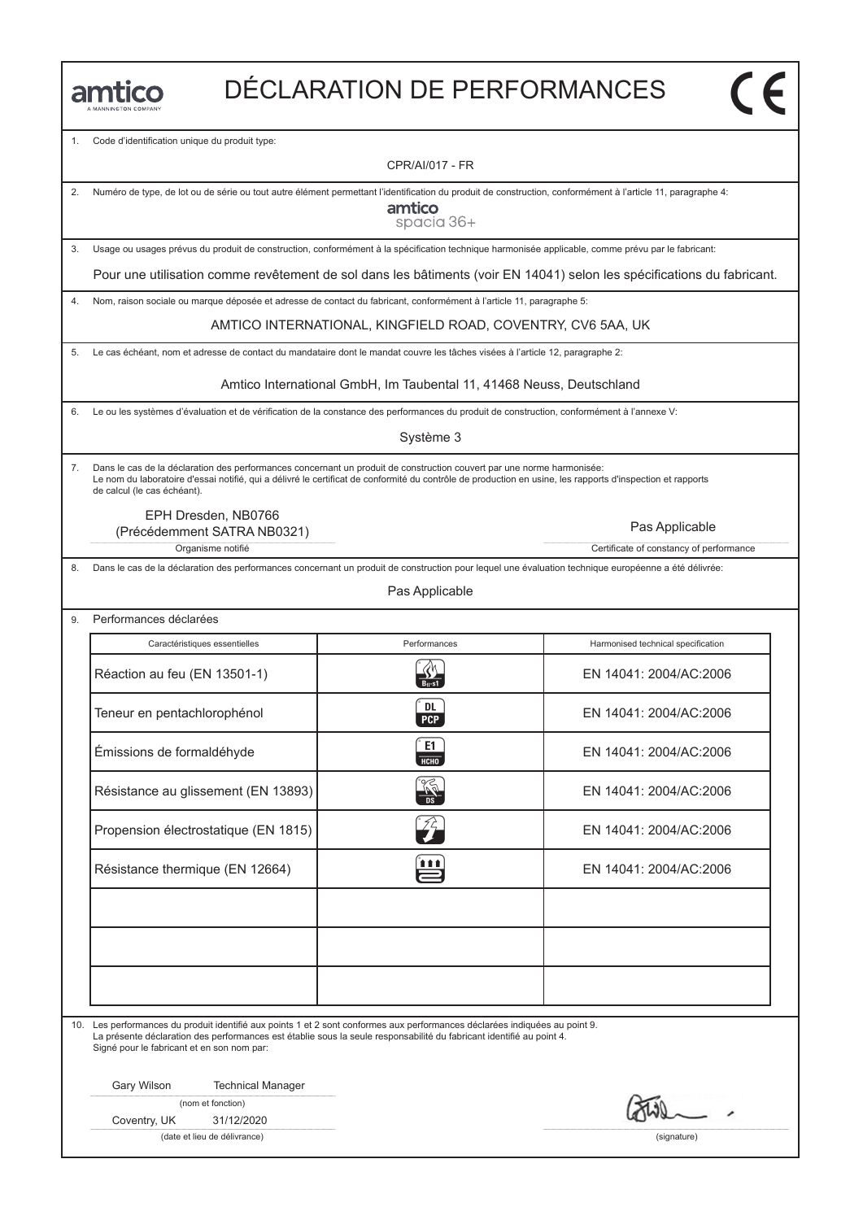amtico
A MANNINGTON COMPANY

# DÉCLARATION DE PERFORMANCES

CE

1. Code d'identification unique du produit type:

CPR/AI/017 - FR

2. Numéro de type, de lot ou de série ou tout autre élément permettant l'identification du produit de construction, conformément à l'article 11, paragraphe 4:

amtico
spacia 36+

3. Usage ou usages prévus du produit de construction, conformément à la spécification technique harmonisée applicable, comme prévu par le fabricant:

Pour une utilisation comme revêtement de sol dans les bâtiments (voir EN 14041) selon les spécifications du fabricant.

4. Nom, raison sociale ou marque déposée et adresse de contact du fabricant, conformément à l'article 11, paragraphe 5:

AMTICO INTERNATIONAL, KINGFIELD ROAD, COVENTRY, CV6 5AA, UK

5. Le cas échéant, nom et adresse de contact du mandataire dont le mandat couvre les tâches visées à l'article 12, paragraphe 2:

Amtico International GmbH, Im Taubental 11, 41468 Neuss, Deutschland

6. Le ou les systèmes d'évaluation et de vérification de la constance des performances du produit de construction, conformément à l'annexe V:

Système 3

7. Dans le cas de la déclaration des performances concernant un produit de construction couvert par une norme harmonisée:
Le nom du laboratoire d'essai notifié, qui a délivré le certificat de conformité du contrôle de production en usine, les rapports d'inspection et rapports de calcul (le cas échéant).

EPH Dresden, NB0766
(Précédemment SATRA NB0321)
Organisme notifié

Pas Applicable
Certificate of constancy of performance

8. Dans le cas de la déclaration des performances concernant un produit de construction pour lequel une évaluation technique européenne a été délivrée:

Pas Applicable

9. Performances déclarées

| Caractéristiques essentielles | Performances | Harmonised technical specification |
|---|---|---|
| Réaction au feu (EN 13501-1) | $B_{fl}$-s1 | EN 14041: 2004/AC:2006 |
| Teneur en pentachlorophénol | DL PCP | EN 14041: 2004/AC:2006 |
| Émissions de formaldéhyde | E1 HCHO | EN 14041: 2004/AC:2006 |
| Résistance au glissement (EN 13893) | DS | EN 14041: 2004/AC:2006 |
| Propension électrostatique (EN 1815) | | EN 14041: 2004/AC:2006 |
| Résistance thermique (EN 12664) | | EN 14041: 2004/AC:2006 |
| | | |
| | | |
| | | |

10. Les performances du produit identifié aux points 1 et 2 sont conformes aux performances déclarées indiquées au point 9.
La présente déclaration des performances est établie sous la seule responsabilité du fabricant identifié au point 4.
Signé pour le fabricant et en son nom par:

Gary Wilson Technical Manager
(nom et fonction)

Coventry, UK 31/12/2020
(date et lieu de délivrance)

(signature)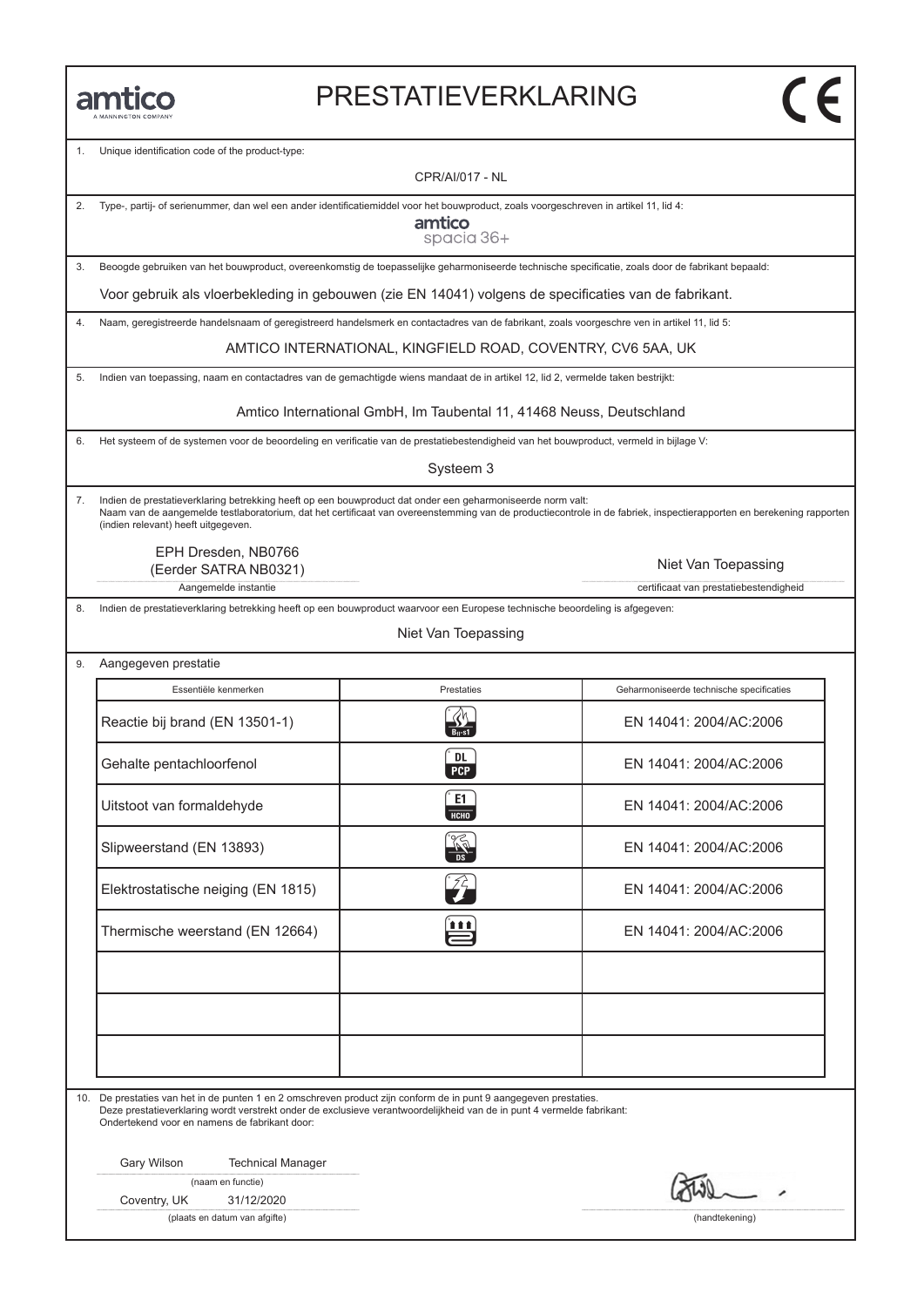amtico
A MANNINGTON COMPANY

# PRESTATIEVERKLARING

CE

1. Unique identification code of the product-type:

CPR/AI/017 - NL

2. Type-, partij- of serienummer, dan wel een ander identificatiemiddel voor het bouwproduct, zoals voorgeschreven in artikel 11, lid 4:

amtico
spacia 36+

3. Beoogde gebruiken van het bouwproduct, overeenkomstig de toepasselijke geharmoniseerde technische specificatie, zoals door de fabrikant bepaald:

Voor gebruik als vloerbekleding in gebouwen (zie EN 14041) volgens de specificaties van de fabrikant.

4. Naam, geregistreerde handelsnaam of geregistreerd handelsmerk en contactadres van de fabrikant, zoals voorgeschre ven in artikel 11, lid 5:

AMTICO INTERNATIONAL, KINGFIELD ROAD, COVENTRY, CV6 5AA, UK

5. Indien van toepassing, naam en contactadres van de gemachtigde wiens mandaat de in artikel 12, lid 2, vermelde taken bestrijkt:

Amtico International GmbH, Im Taubental 11, 41468 Neuss, Deutschland

6. Het systeem of de systemen voor de beoordeling en verificatie van de prestatiebestendigheid van het bouwproduct, vermeld in bijlage V:

Systeem 3

7. Indien de prestatieverklaring betrekking heeft op een bouwproduct dat onder een geharmoniseerde norm valt:
Naam van de aangemelde testlaboratorium, dat het certificaat van overeenstemming van de productiecontrole in de fabriek, inspectierapporten en berekening rapporten (indien relevant) heeft uitgegeven.

EPH Dresden, NB0766
(Eerder SATRA NB0321)
Aangemelde instantie

Niet Van Toepassing
certificaat van prestatiebestendigheid

8. Indien de prestatieverklaring betrekking heeft op een bouwproduct waarvoor een Europese technische beoordeling is afgegeven:

Niet Van Toepassing

9. Aangegeven prestatie

| Essentiële kenmerken | Prestaties | Geharmoniseerde technische specificaties |
|---|---|---|
| Reactie bij brand (EN 13501-1) | $B_{fl}$-s1 | EN 14041: 2004/AC:2006 |
| Gehalte pentachloorfenol | DL PCP | EN 14041: 2004/AC:2006 |
| Uitstoot van formaldehyde | E1 HCHO | EN 14041: 2004/AC:2006 |
| Slipweerstand (EN 13893) | DS | EN 14041: 2004/AC:2006 |
| Elektrostatische neiging (EN 1815) | | EN 14041: 2004/AC:2006 |
| Thermische weerstand (EN 12664) | | EN 14041: 2004/AC:2006 |
| | | |
| | | |
| | | |

10. De prestaties van het in de punten 1 en 2 omschreven product zijn conform de in punt 9 aangegeven prestaties.
Deze prestatieverklaring wordt verstrekt onder de exclusieve verantwoordelijkheid van de in punt 4 vermelde fabrikant:
Ondertekend voor en namens de fabrikant door:

Gary Wilson Technical Manager
(naam en functie)

Coventry, UK 31/12/2020
(plaats en datum van afgifte)

(handtekening)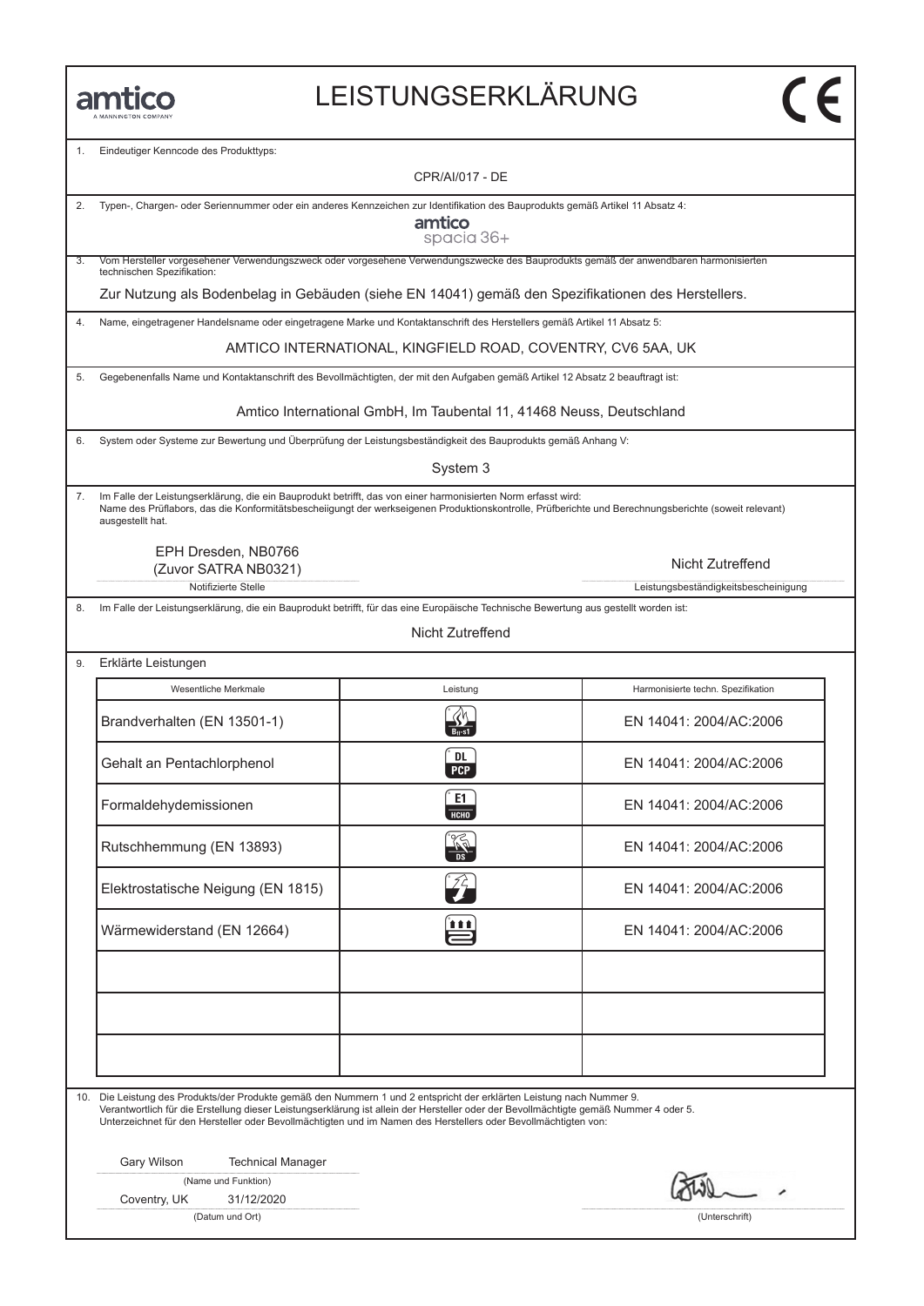amtico
A MANNINGTON COMPANY

# LEISTUNGSERKLÄRUNG

CE

1. Eindeutiger Kenncode des Produkttyps:

CPR/AI/017 - DE

2. Typen-, Chargen- oder Seriennummer oder ein anderes Kennzeichen zur Identifikation des Bauprodukts gemäß Artikel 11 Absatz 4:

amtico spacia 36+

3. Vom Hersteller vorgesehener Verwendungszweck oder vorgesehene Verwendungszwecke des Bauprodukts gemäß der anwendbaren harmonisierten technischen Spezifikation:

Zur Nutzung als Bodenbelag in Gebäuden (siehe EN 14041) gemäß den Spezifikationen des Herstellers.

4. Name, eingetragener Handelsname oder eingetragene Marke und Kontaktanschrift des Herstellers gemäß Artikel 11 Absatz 5:

AMTICO INTERNATIONAL, KINGFIELD ROAD, COVENTRY, CV6 5AA, UK

5. Gegebenenfalls Name und Kontaktanschrift des Bevollmächtigten, der mit den Aufgaben gemäß Artikel 12 Absatz 2 beauftragt ist:

Amtico International GmbH, Im Taubental 11, 41468 Neuss, Deutschland

6. System oder Systeme zur Bewertung und Überprüfung der Leistungsbeständigkeit des Bauprodukts gemäß Anhang V:

System 3

7. Im Falle der Leistungserklärung, die ein Bauprodukt betrifft, das von einer harmonisierten Norm erfasst wird:
Name des Prüflabors, das die Konformitätsbescheiigungt der werkseigenen Produktionskontrolle, Prüfberichte und Berechnungsberichte (soweit relevant) ausgestellt hat.

EPH Dresden, NB0766
(Zuvor SATRA NB0321)
Notifizierte Stelle

Nicht Zutreffend
Leistungsbeständigkeitsbescheinigung

8. Im Falle der Leistungserklärung, die ein Bauprodukt betrifft, für das eine Europäische Technische Bewertung aus gestellt worden ist:

Nicht Zutreffend

9. Erklärte Leistungen

| Wesentliche Merkmale | Leistung | Harmonisierte techn. Spezifikation |
|---|---|---|
| Brandverhalten (EN 13501-1) | $B_{fl}$-s1 | EN 14041: 2004/AC:2006 |
| Gehalt an Pentachlorphenol | DL PCP | EN 14041: 2004/AC:2006 |
| Formaldehydemissionen | E1 HCHO | EN 14041: 2004/AC:2006 |
| Rutschhemmung (EN 13893) | DS | EN 14041: 2004/AC:2006 |
| Elektrostatische Neigung (EN 1815) | | EN 14041: 2004/AC:2006 |
| Wärmewiderstand (EN 12664) | | EN 14041: 2004/AC:2006 |
| | | |
| | | |
| | | |

10. Die Leistung des Produkts/der Produkte gemäß den Nummern 1 und 2 entspricht der erklärten Leistung nach Nummer 9.
Verantwortlich für die Erstellung dieser Leistungserklärung ist allein der Hersteller oder der Bevollmächtigte gemäß Nummer 4 oder 5.
Unterzeichnet für den Hersteller oder Bevollmächtigten und im Namen des Herstellers oder Bevollmächtigten von:

Gary Wilson Technical Manager
(Name und Funktion)

Coventry, UK 31/12/2020
(Datum und Ort)

(Unterschrift)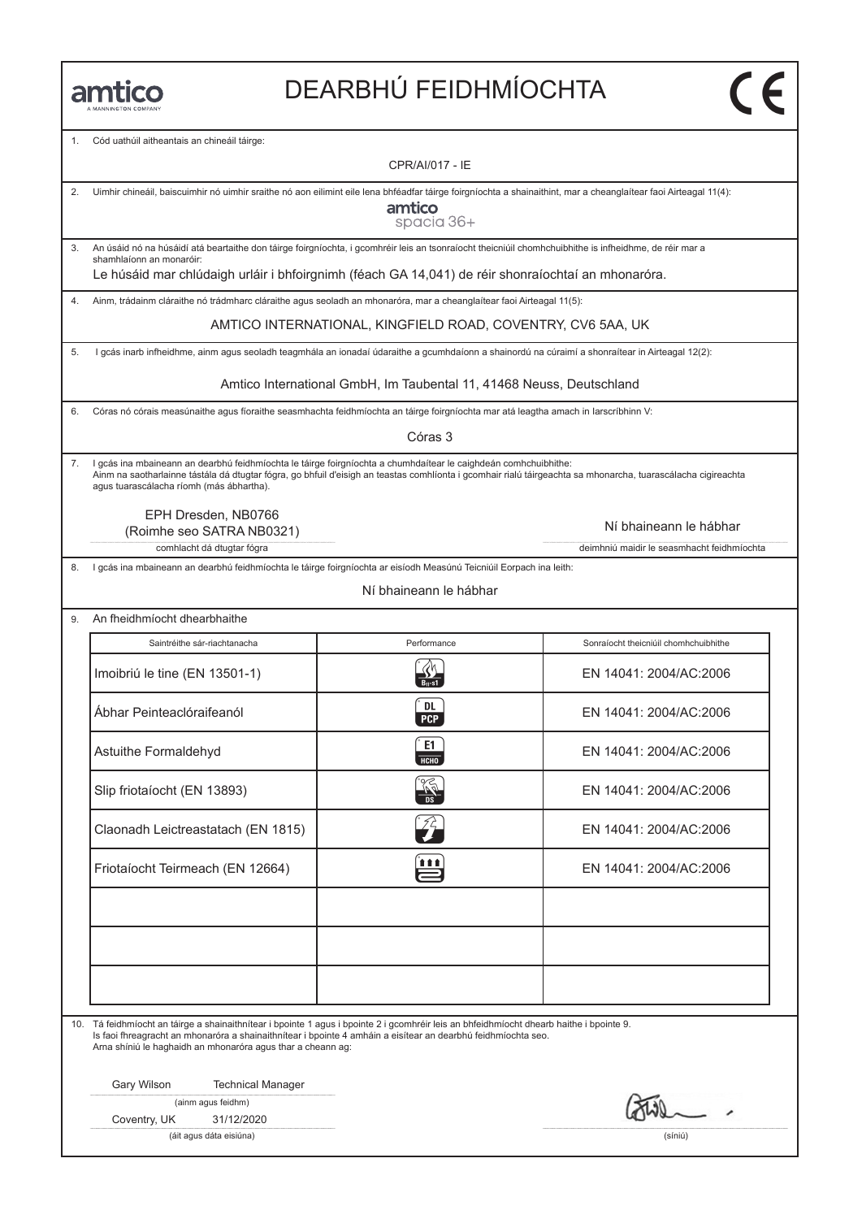amtico
A MANNINGTON COMPANY

# DEARBHÚ FEIDHMÍOCHTA

CE

1. Cód uathúil aitheantais an chineáil táirge:

CPR/AI/017 - IE

2. Uimhir chineáil, baiscuimhir nó uimhir sraithe nó aon eilimint eile lena bhféadfar táirge foirgníochta a shainaithint, mar a cheanglaítear faoi Airteagal 11(4):

amtico
spacia 36+

3. An úsáid nó na húsáidí atá beartaithe don táirge foirgníochta, i gcomhréir leis an tsonraíocht theicniúil chomhchuibhithe is infheidhme, de réir mar a shamhlaíonn an monaróir:

Le húsáid mar chlúdaigh urláir i bhfoirgnimh (féach GA 14,041) de réir shonraíochtaí an mhonaróra.

4. Ainm, trádainm cláraithe nó trádmharc cláraithe agus seoladh an mhonaróra, mar a cheanglaítear faoi Airteagal 11(5):

AMTICO INTERNATIONAL, KINGFIELD ROAD, COVENTRY, CV6 5AA, UK

5. I gcás inarb infheidhme, ainm agus seoladh teagmhála an ionadaí údaraithe a gcumhdaíonn a shainordú na cúraimí a shonraítear in Airteagal 12(2):

Amtico International GmbH, Im Taubental 11, 41468 Neuss, Deutschland

6. Córas nó córais measúnaithe agus fíoraithe seasmhachta feidhmíochta an táirge foirgníochta mar atá leagtha amach in Iarscríbhinn V:

Córas 3

7. I gcás ina mbaineann an dearbhú feidhmíochta le táirge foirgníochta a chumhdaítear le caighdeán comhchuibhithe:
Ainm na saotharlainne tástála dá dtugtar fógra, go bhfuil d'eisigh an teastas comhlíonta i gcomhair rialú táirgeachta sa mhonarcha, tuarascálacha cigireachta agus tuarascálacha ríomh (más ábhartha).

EPH Dresden, NB0766
(Roimhe seo SATRA NB0321)
comhlacht dá dtugtar fógra

Ní bhaineann le hábhar
deimhniú maidir le seasmhacht feidhmíochta

8. I gcás ina mbaineann an dearbhú feidhmíochta le táirge foirgníochta ar eisíodh Measúnú Teicniúil Eorpach ina leith:

Ní bhaineann le hábhar

9. An fheidhmíocht dhearbhaithe

| Saintréithe sár-riachtanacha | Performance | Sonraíocht theicniúil chomhchuibhithe |
|---|---|---|
| Imoibriú le tine (EN 13501-1) | $B_{fl}$-s1 | EN 14041: 2004/AC:2006 |
| Ábhar Peinteaclóraifeanól | DL PCP | EN 14041: 2004/AC:2006 |
| Astuithe Formaldehyd | E1 HCHO | EN 14041: 2004/AC:2006 |
| Slip friotaíocht (EN 13893) | DS | EN 14041: 2004/AC:2006 |
| Claonadh Leictreastatach (EN 1815) | | EN 14041: 2004/AC:2006 |
| Friotaíocht Teirmeach (EN 12664) | | EN 14041: 2004/AC:2006 |
| | | |
| | | |
| | | |

10. Tá feidhmíocht an táirge a shainaithnítear i bpointe 1 agus i bpointe 2 i gcomhréir leis an bhfeidhmíocht dhearb haithe i bpointe 9.
Is faoi fhreagracht an mhonaróra a shainaithnítear i bpointe 4 amháin a eisítear an dearbhú feidhmíochta seo.
Arna shíniú le haghaidh an mhonaróra agus thar a cheann ag:

Gary Wilson Technical Manager
(ainm agus feidhm)

Coventry, UK 31/12/2020
(áit agus dáta eisiúna)

(síniú)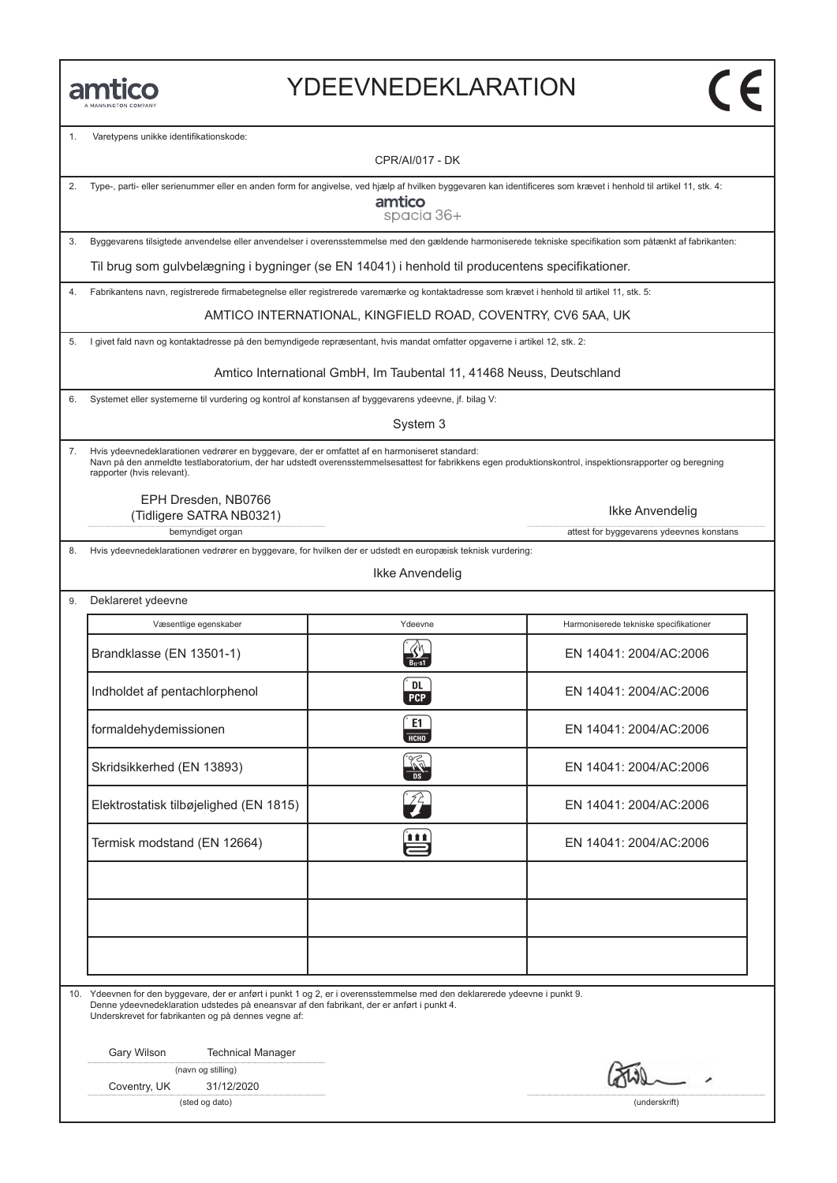amtico
A MANNINGTON COMPANY

# YDEEVNEDEKLARATION

CE

1. Varetypens unikke identifikationskode:

CPR/AI/017 - DK

2. Type-, parti- eller serienummer eller en anden form for angivelse, ved hjælp af hvilken byggevaren kan identificeres som krævet i henhold til artikel 11, stk. 4:

amtico spacia 36+

3. Byggevarens tilsigtede anvendelse eller anvendelser i overensstemmelse med den gældende harmoniserede tekniske specifikation som påtænkt af fabrikanten:

Til brug som gulvbelægning i bygninger (se EN 14041) i henhold til producentens specifikationer.

4. Fabrikantens navn, registrerede firmabetegnelse eller registrerede varemærke og kontaktadresse som krævet i henhold til artikel 11, stk. 5:

AMTICO INTERNATIONAL, KINGFIELD ROAD, COVENTRY, CV6 5AA, UK

5. I givet fald navn og kontaktadresse på den bemyndigede repræsentant, hvis mandat omfatter opgaverne i artikel 12, stk. 2:

Amtico International GmbH, Im Taubental 11, 41468 Neuss, Deutschland

6. Systemet eller systemerne til vurdering og kontrol af konstansen af byggevarens ydeevne, jf. bilag V:

System 3

7. Hvis ydeevnedeklarationen vedrører en byggevare, der er omfattet af en harmoniseret standard:
Navn på den anmeldte testlaboratorium, der har udstedt overensstemmelsesattest for fabrikkens egen produktionskontrol, inspektionsrapporter og beregning rapporter (hvis relevant).

EPH Dresden, NB0766
(Tidligere SATRA NB0321)
bemyndiget organ

Ikke Anvendelig
attest for byggevarens ydeevnes konstans

8. Hvis ydeevnedeklarationen vedrører en byggevare, for hvilken der er udstedt en europæisk teknisk vurdering:

Ikke Anvendelig

9. Deklareret ydeevne

| Væsentlige egenskaber | Ydeevne | Harmoniserede tekniske specifikationer |
|---|---|---|
| Brandklasse (EN 13501-1) | $B_{fl}$-s1 | EN 14041: 2004/AC:2006 |
| Indholdet af pentachlorphenol | DL PCP | EN 14041: 2004/AC:2006 |
| formaldehydemissionen | E1 HCHO | EN 14041: 2004/AC:2006 |
| Skridsikkerhed (EN 13893) | DS | EN 14041: 2004/AC:2006 |
| Elektrostatisk tilbøjelighed (EN 1815) | | EN 14041: 2004/AC:2006 |
| Termisk modstand (EN 12664) | | EN 14041: 2004/AC:2006 |
| | | |
| | | |
| | | |

10. Ydeevnen for den byggevare, der er anført i punkt 1 og 2, er i overensstemmelse med den deklarerede ydeevne i punkt 9.
Denne ydeevnedeklaration udstedes på eneansvar af den fabrikant, der er anført i punkt 4.
Underskrevet for fabrikanten og på dennes vegne af:

Gary Wilson Technical Manager
(navn og stilling)

Coventry, UK 31/12/2020
(sted og dato)

(underskrift)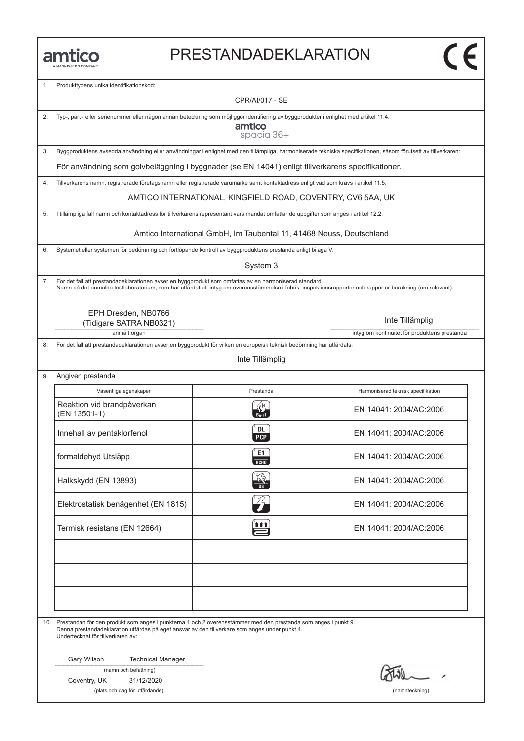amtico
A MANNINGTON COMPANY

# PRESTANDADEKLARATION

CE

1. Produkttypens unika identifikationskod:

CPR/AI/017 - SE

2. Typ-, parti- eller serienummer eller någon annan beteckning som möjliggör identifiering av byggprodukter i enlighet med artikel 11.4:

amtico
spacia 36+

3. Byggproduktens avsedda användning eller användningar i enlighet med den tillämpliga, harmoniserade tekniska specifikationen, såsom förutsett av tillverkaren:

För användning som golvbeläggning i byggnader (se EN 14041) enligt tillverkarens specifikationer.

4. Tillverkarens namn, registrerade företagsnamn eller registrerade varumärke samt kontaktadress enligt vad som krävs i artikel 11.5:

AMTICO INTERNATIONAL, KINGFIELD ROAD, COVENTRY, CV6 5AA, UK

5. I tillämpliga fall namn och kontaktadress för tillverkarens representant vars mandat omfattar de uppgifter som anges i artikel 12.2:

Amtico International GmbH, Im Taubental 11, 41468 Neuss, Deutschland

6. Systemet eller systemen för bedömning och fortlöpande kontroll av byggproduktens prestanda enligt bilaga V:

System 3

7. För det fall att prestandadeklarationen avser en byggprodukt som omfattas av en harmoniserad standard:
Namn på det anmälda testlaboratorium, som har utfärdat ett intyg om överensstämmelse i fabrik, inspektionsrapporter och rapporter beräkning (om relevant).

EPH Dresden, NB0766
(Tidigare SATRA NB0321)
anmält organ

Inte Tillämplig
intyg om kontinuitet för produktens prestanda

8. För det fall att prestandadeklarationen avser en byggprodukt för vilken en europeisk teknisk bedömning har utfärdats:

Inte Tillämplig

9. Angiven prestanda

| Väsentliga egenskaper | Prestanda | Harmoniserad teknisk specifikation |
|---|---|---|
| Reaktion vid brandpåverkan (EN 13501-1) | Bfl-s1 | EN 14041: 2004/AC:2006 |
| Innehåll av pentaklorfenol | DL PCP | EN 14041: 2004/AC:2006 |
| formaldehyd Utsläpp | E1 HCHO | EN 14041: 2004/AC:2006 |
| Halkskydd (EN 13893) | DS | EN 14041: 2004/AC:2006 |
| Elektrostatisk benägenhet (EN 1815) | | EN 14041: 2004/AC:2006 |
| Termisk resistans (EN 12664) | | EN 14041: 2004/AC:2006 |
| | | |
| | | |
| | | |

10. Prestandan för den produkt som anges i punkterna 1 och 2 överensstämmer med den prestanda som anges i punkt 9.
Denna prestandadeklaration utfärdas på eget ansvar av den tillverkare som anges under punkt 4.
Undertecknat för tillverkaren av:

Gary Wilson Technical Manager
(namn och befattning)

Coventry, UK 31/12/2020
(plats och dag för utfärdande)

(namnteckning)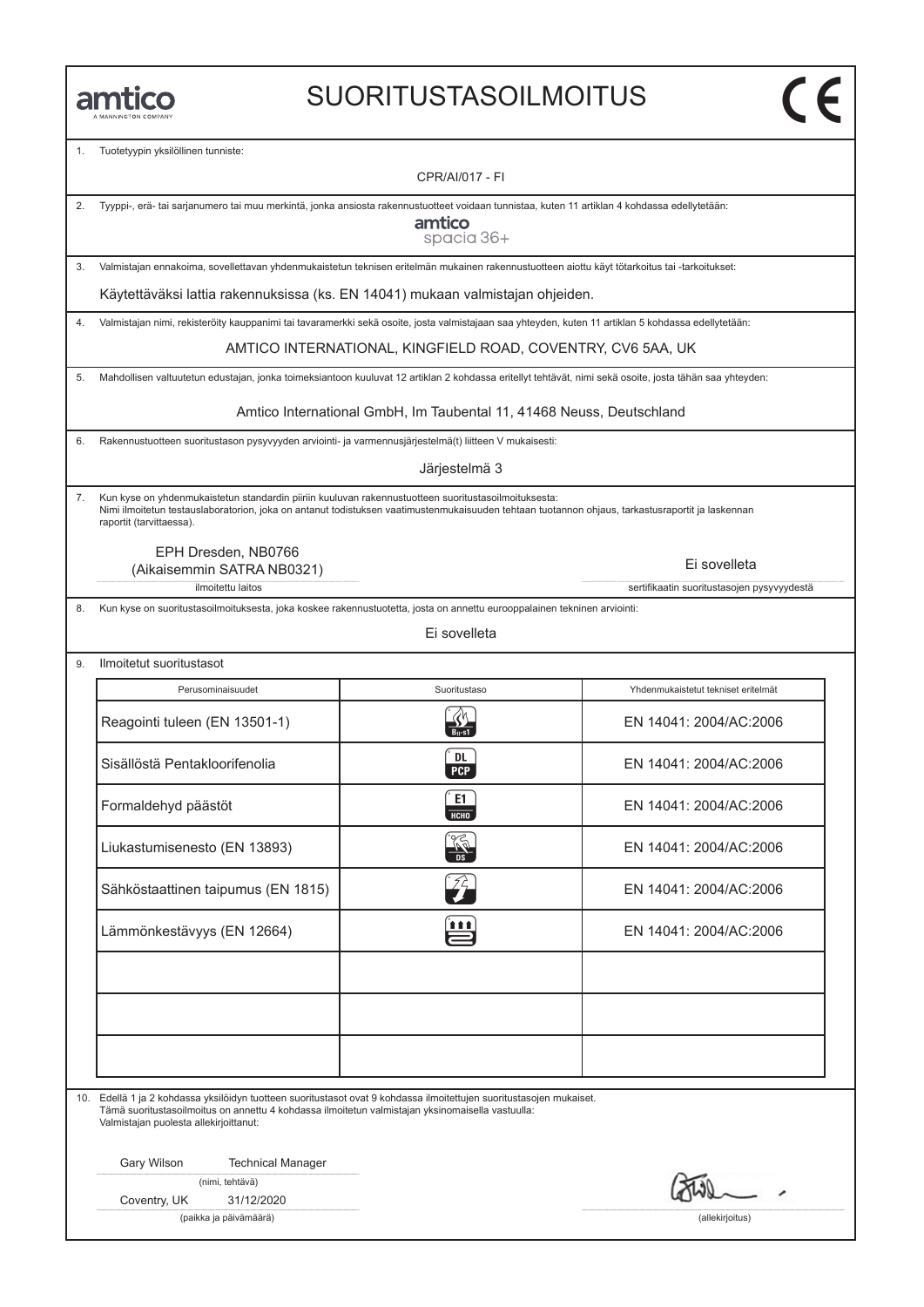amtico
A MANNINGTON COMPANY

# SUORITUSTASOILMOITUS

CE

1. Tuotetyypin yksilöllinen tunniste:

CPR/AI/017 - FI

2. Tyyppi-, erä- tai sarjanumero tai muu merkintä, jonka ansiosta rakennustuotteet voidaan tunnistaa, kuten 11 artiklan 4 kohdassa edellytetään:

amtico
spacia 36+

3. Valmistajan ennakoima, sovellettavan yhdenmukaistetun teknisen eritelmän mukainen rakennustuotteen aiottu käyt tötarkoitus tai -tarkoitukset:

Käytettäväksi lattia rakennuksissa (ks. EN 14041) mukaan valmistajan ohjeiden.

4. Valmistajan nimi, rekisteröity kauppanimi tai tavaramerkki sekä osoite, josta valmistajaan saa yhteyden, kuten 11 artiklan 5 kohdassa edellytetään:

AMTICO INTERNATIONAL, KINGFIELD ROAD, COVENTRY, CV6 5AA, UK

5. Mahdollisen valtuutetun edustajan, jonka toimeksiantoon kuuluvat 12 artiklan 2 kohdassa eritellyt tehtävät, nimi sekä osoite, josta tähän saa yhteyden:

Amtico International GmbH, Im Taubental 11, 41468 Neuss, Deutschland

6. Rakennustuotteen suoritustason pysyvyyden arviointi- ja varmennusjärjestelmä(t) liitteen V mukaisesti:

Järjestelmä 3

7. Kun kyse on yhdenmukaistetun standardin piiriin kuuluvan rakennustuotteen suoritustasoilmoituksesta:
Nimi ilmoitetun testauslaboratorion, joka on antanut todistuksen vaatimustenmukaisuuden tehtaan tuotannon ohjaus, tarkastusraportit ja laskennan raportit (tarvittaessa).

EPH Dresden, NB0766
(Aikaisemmin SATRA NB0321)
ilmoitettu laitos

Ei sovelleta
sertifikaatin suoritustasojen pysyvyydestä

8. Kun kyse on suoritustasoilmoituksesta, joka koskee rakennustuotetta, josta on annettu eurooppalainen tekninen arviointi:

Ei sovelleta

9. Ilmoitetut suoritustasot

| Perusominaisuudet | Suoritustaso | Yhdenmukaistetut tekniset eritelmät |
|---|---|---|
| Reagointi tuleen (EN 13501-1) | $B_{fl}$-s1 | EN 14041: 2004/AC:2006 |
| Sisällöstä Pentakloorifenolia | DL PCP | EN 14041: 2004/AC:2006 |
| Formaldehyd päästöt | E1 HCHO | EN 14041: 2004/AC:2006 |
| Liukastumisenesto (EN 13893) | DS | EN 14041: 2004/AC:2006 |
| Sähköstaattinen taipumus (EN 1815) | | EN 14041: 2004/AC:2006 |
| Lämmönkestävyys (EN 12664) | | EN 14041: 2004/AC:2006 |
| | | |
| | | |
| | | |

10. Edellä 1 ja 2 kohdassa yksilöidyn tuotteen suoritustasot ovat 9 kohdassa ilmoitettujen suoritustasojen mukaiset.
Tämä suoritustasoilmoitus on annettu 4 kohdassa ilmoitetun valmistajan yksinomaisella vastuulla:
Valmistajan puolesta allekirjoittanut:

Gary Wilson Technical Manager
(nimi, tehtävä)

Coventry, UK 31/12/2020
(paikka ja päivämäärä)

(allekirjoitus)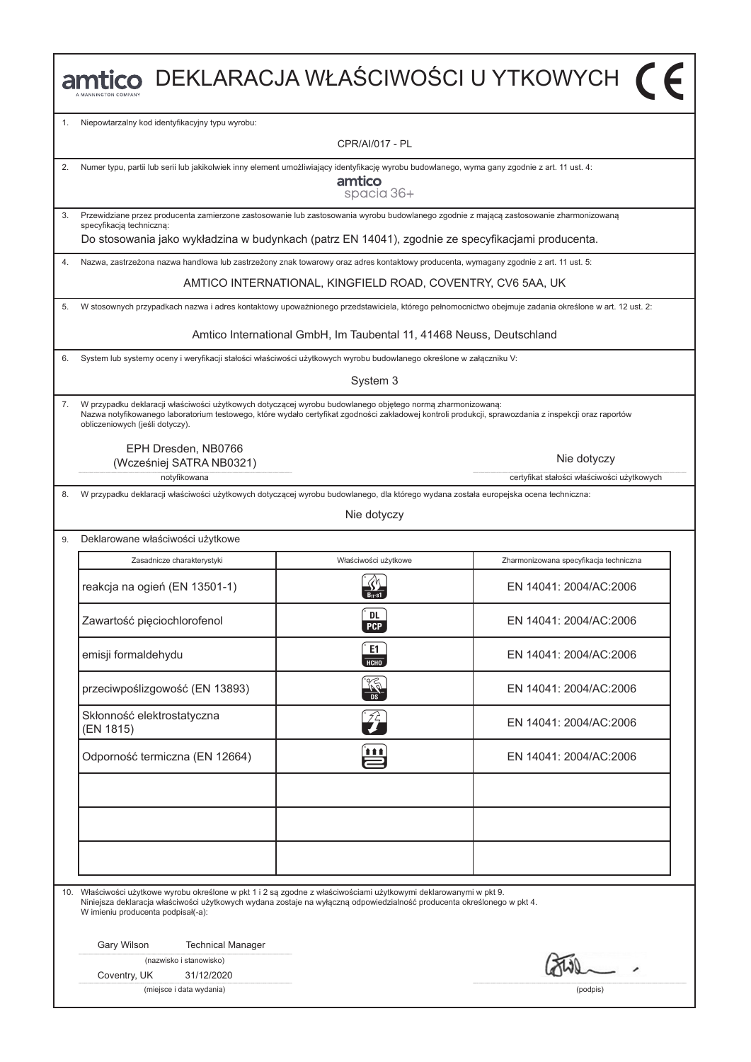# amtico DEKLARACJA WŁAŚCIWOŚCI U YTKOWYCH CE

1. Niepowtarzalny kod identyfikacyjny typu wyrobu:

   CPR/AI/017 - PL

2. Numer typu, partii lub serii lub jakikolwiek inny element umożliwiający identyfikację wyrobu budowlanego, wyma gany zgodnie z art. 11 ust. 4:

   amtico spacia 36+

3. Przewidziane przez producenta zamierzone zastosowanie lub zastosowania wyrobu budowlanego zgodnie z mającą zastosowanie zharmonizowaną specyfikacją techniczną:

   Do stosowania jako wykładzina w budynkach (patrz EN 14041), zgodnie ze specyfikacjami producenta.

4. Nazwa, zastrzeżona nazwa handlowa lub zastrzeżony znak towarowy oraz adres kontaktowy producenta, wymagany zgodnie z art. 11 ust. 5:

   AMTICO INTERNATIONAL, KINGFIELD ROAD, COVENTRY, CV6 5AA, UK

5. W stosownych przypadkach nazwa i adres kontaktowy upoważnionego przedstawiciela, którego pełnomocnictwo obejmuje zadania określone w art. 12 ust. 2:

   Amtico International GmbH, Im Taubental 11, 41468 Neuss, Deutschland

6. System lub systemy oceny i weryfikacji stałości właściwości użytkowych wyrobu budowlanego określone w załączniku V:

   System 3

7. W przypadku deklaracji właściwości użytkowych dotyczącej wyrobu budowlanego objętego normą zharmonizowaną:
   Nazwa notyfikowanego laboratorium testowego, które wydało certyfikat zgodności zakładowej kontroli produkcji, sprawozdania z inspekcji oraz raportów obliczeniowych (jeśli dotyczy).

   EPH Dresden, NB0766
   (Wcześniej SATRA NB0321)
   notyfikowana

   Nie dotyczy
   certyfikat stałości właściwości użytkowych

8. W przypadku deklaracji właściwości użytkowych dotyczącej wyrobu budowlanego, dla którego wydana została europejska ocena techniczna:

   Nie dotyczy

9. Deklarowane właściwości użytkowe

| Zasadnicze charakterystyki | Właściwości użytkowe | Zharmonizowana specyfikacja techniczna |
|---|---|---|
| reakcja na ogień (EN 13501-1) | $B_{fl}$-s1 | EN 14041: 2004/AC:2006 |
| Zawartość pięciochlorofenol | DL PCP | EN 14041: 2004/AC:2006 |
| emisji formaldehydu | E1 HCHO | EN 14041: 2004/AC:2006 |
| przeciwpoślizgowość (EN 13893) | DS | EN 14041: 2004/AC:2006 |
| Skłonność elektrostatyczna (EN 1815) | | EN 14041: 2004/AC:2006 |
| Odporność termiczna (EN 12664) | | EN 14041: 2004/AC:2006 |
| | | |
| | | |
| | | |

10. Właściwości użytkowe wyrobu określone w pkt 1 i 2 są zgodne z właściwościami użytkowymi deklarowanymi w pkt 9.
    Niniejsza deklaracja właściwości użytkowych wydana zostaje na wyłączną odpowiedzialność producenta określonego w pkt 4.
    W imieniu producenta podpisał(-a):

    Gary Wilson Technical Manager
    (nazwisko i stanowisko)

    Coventry, UK 31/12/2020
    (miejsce i data wydania)

    (podpis)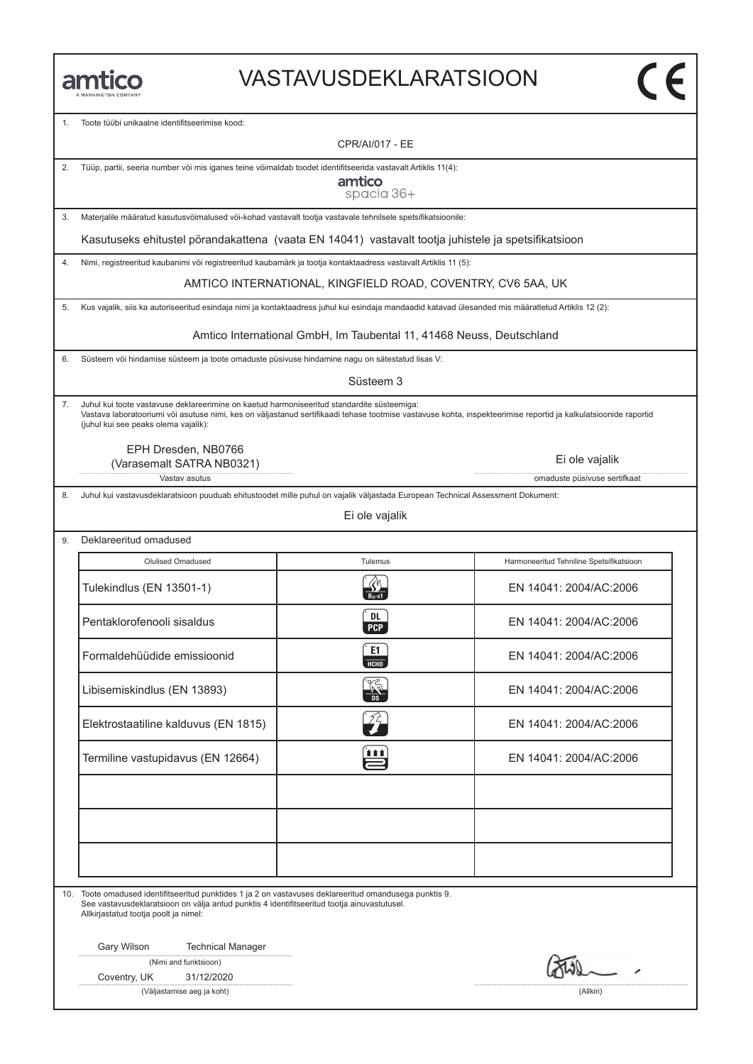amtico
A MANNINGTON COMPANY

# VASTAVUSDEKLARATSIOON

CE

1. Toote tüübi unikaalne identifitseerimise kood:

CPR/AI/017 - EE

2. Tüüp, partii, seeria number või mis iganes teine võimaldab toodet identifitseerida vastavalt Artiklis 11(4):

amtico
spacia 36+

3. Materjalile määratud kasutusvõimalused või-kohad vastavalt tootja vastavale tehnilsele spetsifikatsioonile:

Kasutuseks ehitustel pörandakattena (vaata EN 14041) vastavalt tootja juhistele ja spetsifikatsioon

4. Nimi, registreeritud kaubanimi või registreeritud kaubamärk ja tootja kontaktaadress vastavalt Artiklis 11 (5):

AMTICO INTERNATIONAL, KINGFIELD ROAD, COVENTRY, CV6 5AA, UK

5. Kus vajalik, siis ka autoriseeritud esindaja nimi ja kontaktaadress juhul kui esindaja mandaadid katavad ülesanded mis määratletud Artiklis 12 (2):

Amtico International GmbH, Im Taubental 11, 41468 Neuss, Deutschland

6. Süsteem või hindamise süsteem ja toote omaduste püsivuse hindamine nagu on sätestatud lisas V:

Süsteem 3

7. Juhul kui toote vastavuse deklareerimine on kaetud harmoniseeritud standardite süsteemiga:
Vastava laboratooriumi või asutuse nimi, kes on väljastanud sertifikaadi tehase tootmise vastavuse kohta, inspekteerimise reportid ja kalkulatsioonide raportid (juhul kui see peaks olema vajalik):

EPH Dresden, NB0766
(Varasemalt SATRA NB0321)
Vastav asutus

Ei ole vajalik
omaduste püsivuse sertifkaat

8. Juhul kui vastavusdeklaratsioon puudutab ehitustoodet mille puhul on vajalik väljastada European Technical Assessment Dokument:

Ei ole vajalik

9. Deklareeritud omadused

| Olulised Omadused | Tulemus | Harmoneeritud Tehniline Spetsifikatsioon |
|---|---|---|
| Tulekindlus (EN 13501-1) | $B_{fl}$-s1 | EN 14041: 2004/AC:2006 |
| Pentaklorofenooli sisaldus | DL PCP | EN 14041: 2004/AC:2006 |
| Formaldehüüdide emissioonid | E1 HCHO | EN 14041: 2004/AC:2006 |
| Libisemiskindlus (EN 13893) | DS | EN 14041: 2004/AC:2006 |
| Elektrostaatiline kalduvus (EN 1815) | | EN 14041: 2004/AC:2006 |
| Termiline vastupidavus (EN 12664) | | EN 14041: 2004/AC:2006 |
| | | |
| | | |
| | | |

10. Toote omadused identifitseeritud punktides 1 ja 2 on vastavuses deklareeritud omandusega punktis 9.
See vastavusdeklaratsioon on välja antud punktis 4 identifitseeritud tootja ainuvastutusel.
Allkirjastatud tootja poolt ja nimel:

Gary Wilson Technical Manager
(Nimi and funktsioon)

Coventry, UK 31/12/2020
(Väljastamise aeg ja koht)

(Allkiri)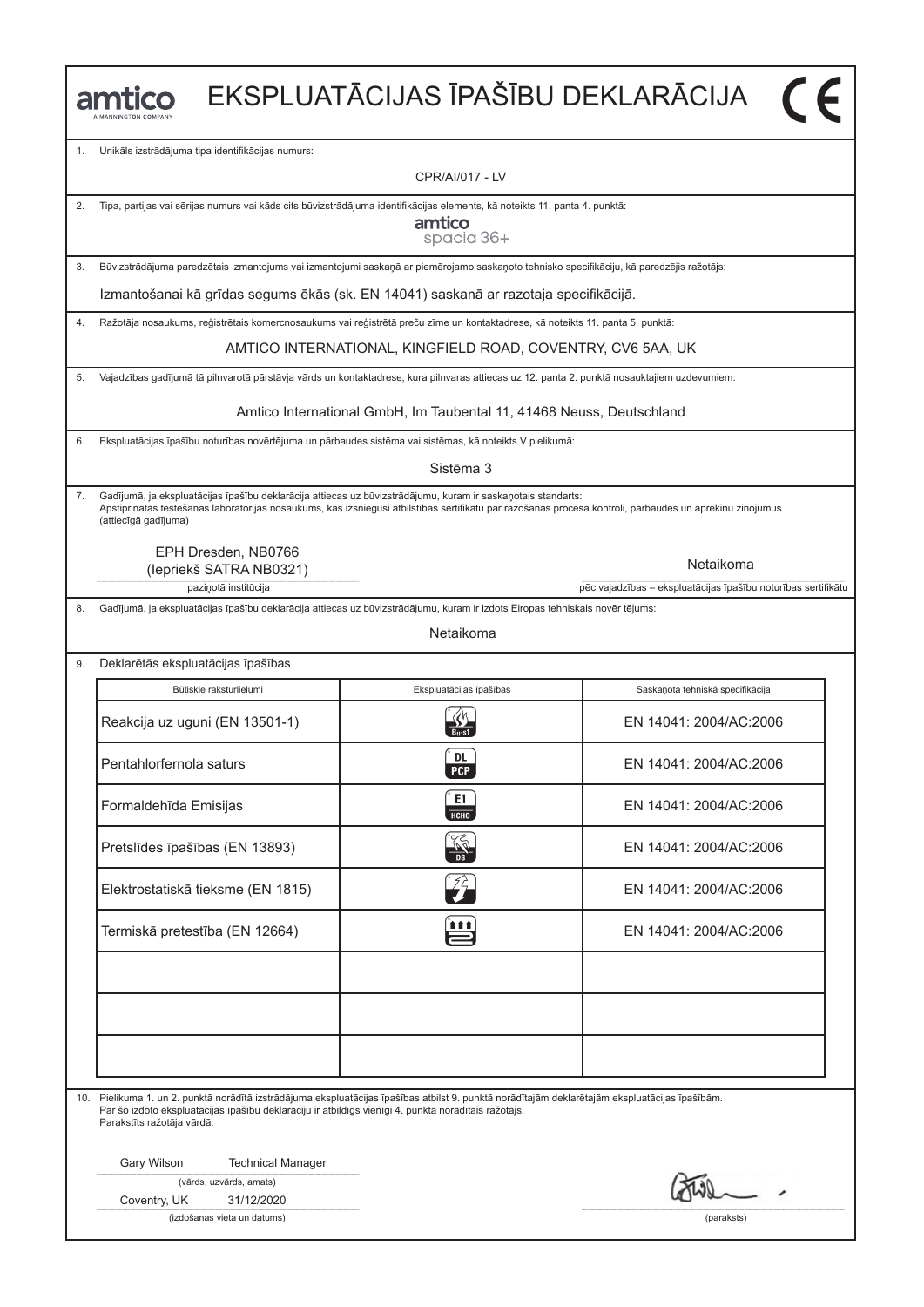amtico
A MANNINGTON COMPANY

# EKSPLUATĀCIJAS ĪPAŠĪBU DEKLARĀCIJA

CE

1. Unikāls izstrādājuma tipa identifikācijas numurs:

CPR/AI/017 - LV

2. Tipa, partijas vai sērijas numurs vai kāds cits būvizstrādājuma identifikācijas elements, kā noteikts 11. panta 4. punktā:

amtico
spacia 36+

3. Būvizstrādājuma paredzētais izmantojums vai izmantojumi saskaņā ar piemērojamo saskaņoto tehnisko specifikāciju, kā paredzējis ražotājs:

Izmantošanai kā grīdas segums ēkās (sk. EN 14041) saskanā ar razotaja specifikācijā.

4. Ražotāja nosaukums, reģistrētais komercnosaukums vai reģistrētā preču zīme un kontaktadrese, kā noteikts 11. panta 5. punktā:

AMTICO INTERNATIONAL, KINGFIELD ROAD, COVENTRY, CV6 5AA, UK

5. Vajadzības gadījumā tā pilnvarotā pārstāvja vārds un kontaktadrese, kura pilnvaras attiecas uz 12. panta 2. punktā nosauktajiem uzdevumiem:

Amtico International GmbH, Im Taubental 11, 41468 Neuss, Deutschland

6. Ekspluatācijas īpašību noturības novērtējuma un pārbaudes sistēma vai sistēmas, kā noteikts V pielikumā:

Sistēma 3

7. Gadījumā, ja ekspluatācijas īpašību deklarācija attiecas uz būvizstrādājumu, kuram ir saskaņotais standarts:
Apstiprinātās testēšanas laboratorijas nosaukums, kas izsniegusi atbilstības sertifikātu par razošanas procesa kontroli, pārbaudes un aprēkinu zinojumus (attiecīgā gadījuma)

EPH Dresden, NB0766
(Iepriekš SATRA NB0321)
paziņotā institūcija

Netaikoma
pēc vajadzības – ekspluatācijas īpašību noturības sertifikātu

8. Gadījumā, ja ekspluatācijas īpašību deklarācija attiecas uz būvizstrādājumu, kuram ir izdots Eiropas tehniskais novēr tējums:

Netaikoma

9. Deklarētās ekspluatācijas īpašības

| Būtiskie raksturlielumi | Ekspluatācijas īpašības | Saskaņota tehniskā specifikācija |
|---|---|---|
| Reakcija uz uguni (EN 13501-1) | $B_{fl}$-s1 | EN 14041: 2004/AC:2006 |
| Pentahlorfernola saturs | DL PCP | EN 14041: 2004/AC:2006 |
| Formaldehīda Emisijas | E1 HCHO | EN 14041: 2004/AC:2006 |
| Pretslīdes īpašības (EN 13893) | DS | EN 14041: 2004/AC:2006 |
| Elektrostatiskā tieksme (EN 1815) | | EN 14041: 2004/AC:2006 |
| Termiskā pretestība (EN 12664) | | EN 14041: 2004/AC:2006 |
| | | |
| | | |
| | | |

10. Pielikuma 1. un 2. punktā norādītā izstrādājuma ekspluatācijas īpašības atbilst 9. punktā norādītajām deklarētajām ekspluatācijas īpašībām.
Par šo izdoto ekspluatācijas īpašību deklarāciju ir atbildīgs vienīgi 4. punktā norādītais ražotājs.
Parakstīts ražotāja vārdā:

Gary Wilson Technical Manager
(vārds, uzvārds, amats)

Coventry, UK 31/12/2020
(izdošanas vieta un datums)

(paraksts)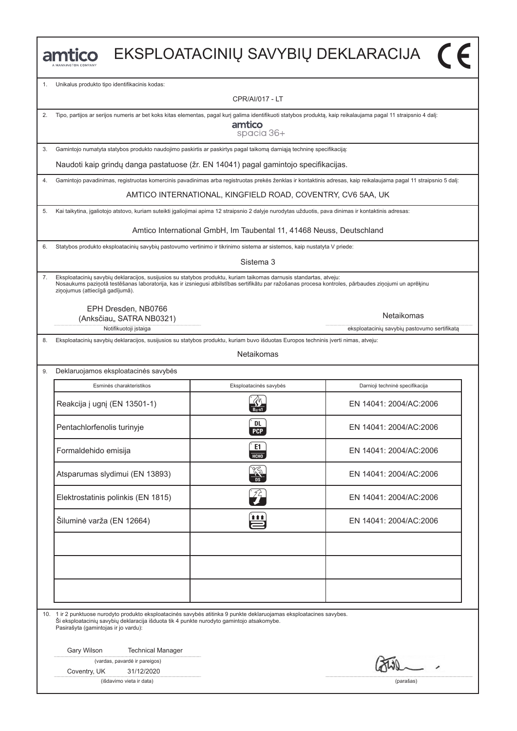# EKSPLOATACINIŲ SAVYBIŲ DEKLARACIJA

amtico
A MANNINGTON COMPANY

1. Unikalus produkto tipo identifikacinis kodas:

CPR/AI/017 - LT

2. Tipo, partijos ar serijos numeris ar bet koks kitas elementas, pagal kurį galima identifikuoti statybos produktą, kaip reikalaujama pagal 11 straipsnio 4 dalį:

amtico
spacia 36+

3. Gamintojo numatyta statybos produkto naudojimo paskirtis ar paskirtys pagal taikomą darniąją techninę specifikaciją:

Naudoti kaip grindų danga pastatuose (žr. EN 14041) pagal gamintojo specifikacijas.

4. Gamintojo pavadinimas, registruotas komercinis pavadinimas arba registruotas prekės ženklas ir kontaktinis adresas, kaip reikalaujama pagal 11 straipsnio 5 dalį:

AMTICO INTERNATIONAL, KINGFIELD ROAD, COVENTRY, CV6 5AA, UK

5. Kai taikytina, įgaliotojo atstovo, kuriam suteikti įgaliojimai apima 12 straipsnio 2 dalyje nurodytas užduotis, pava dinimas ir kontaktinis adresas:

Amtico International GmbH, Im Taubental 11, 41468 Neuss, Deutschland

6. Statybos produkto eksploatacinių savybių pastovumo vertinimo ir tikrinimo sistema ar sistemos, kaip nustatyta V priede:

Sistema 3

7. Eksploatacinių savybių deklaracijos, susijusios su statybos produktu, kuriam taikomas darnusis standartas, atveju:
Nosaukums paziņotā testēšanas laboratorija, kas ir izsniegusi atbilstības sertifikātu par ražošanas procesa kontroles, pārbaudes ziņojumi un aprēķinu ziņojumus (attiecīgā gadījumā).

EPH Dresden, NB0766
(Anksčiau„ SATRA NB0321)
Notifikuotoji įstaiga

Netaikomas
eksploatacinių savybių pastovumo sertifikatą

8. Eksploatacinių savybių deklaracijos, susijusios su statybos produktu, kuriam buvo išduotas Europos techninis įverti nimas, atveju:

Netaikomas

9. Deklaruojamos eksploatacinės savybės

| Esminės charakteristikos | Eksploatacinės savybės | Darnioji techninė specifikacija |
|---|---|---|
| Reakcija į ugnį (EN 13501-1) | $B_{fl}$-s1 | EN 14041: 2004/AC:2006 |
| Pentachlorfenolis turinyje | DL PCP | EN 14041: 2004/AC:2006 |
| Formaldehido emisija | E1 HCHO | EN 14041: 2004/AC:2006 |
| Atsparumas slydimui (EN 13893) | DS | EN 14041: 2004/AC:2006 |
| Elektrostatinis polinkis (EN 1815) | | EN 14041: 2004/AC:2006 |
| Šiluminė varža (EN 12664) | | EN 14041: 2004/AC:2006 |
| | | |
| | | |
| | | |

10. 1 ir 2 punktuose nurodyto produkto eksploatacinės savybės atitinka 9 punkte deklaruojamas eksploatacines savybes.
Ši eksploatacinių savybių deklaracija išduota tik 4 punkte nurodyto gamintojo atsakomybe.
Pasirašyta (gamintojas ir jo vardu):

Gary Wilson Technical Manager
(vardas, pavardė ir pareigos)

Coventry, UK 31/12/2020
(išdavimo vieta ir data)

(parašas)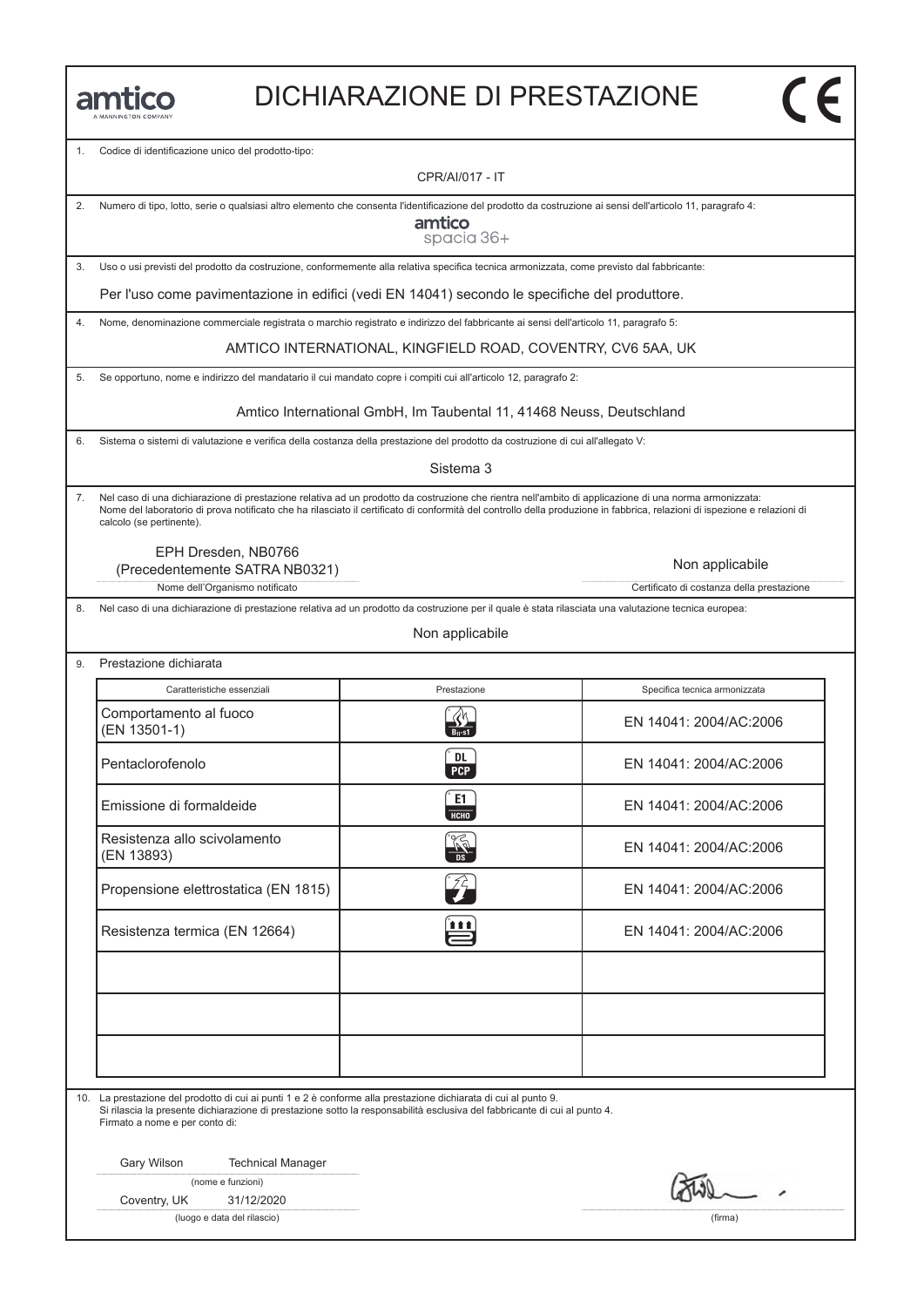amtico
A MANNINGTON COMPANY

# DICHIARAZIONE DI PRESTAZIONE

CE

1. Codice di identificazione unico del prodotto-tipo:

CPR/AI/017 - IT

2. Numero di tipo, lotto, serie o qualsiasi altro elemento che consenta l'identificazione del prodotto da costruzione ai sensi dell'articolo 11, paragrafo 4:

amtico
spacia 36+

3. Uso o usi previsti del prodotto da costruzione, conformemente alla relativa specifica tecnica armonizzata, come previsto dal fabbricante:

Per l'uso come pavimentazione in edifici (vedi EN 14041) secondo le specifiche del produttore.

4. Nome, denominazione commerciale registrata o marchio registrato e indirizzo del fabbricante ai sensi dell'articolo 11, paragrafo 5:

AMTICO INTERNATIONAL, KINGFIELD ROAD, COVENTRY, CV6 5AA, UK

5. Se opportuno, nome e indirizzo del mandatario il cui mandato copre i compiti cui all'articolo 12, paragrafo 2:

Amtico International GmbH, Im Taubental 11, 41468 Neuss, Deutschland

6. Sistema o sistemi di valutazione e verifica della costanza della prestazione del prodotto da costruzione di cui all'allegato V:

Sistema 3

7. Nel caso di una dichiarazione di prestazione relativa ad un prodotto da costruzione che rientra nell'ambito di applicazione di una norma armonizzata:
Nome del laboratorio di prova notificato che ha rilasciato il certificato di conformità del controllo della produzione in fabbrica, relazioni di ispezione e relazioni di calcolo (se pertinente).

EPH Dresden, NB0766
(Precedentemente SATRA NB0321)
Nome dell'Organismo notificato

Non applicabile
Certificato di costanza della prestazione

8. Nel caso di una dichiarazione di prestazione relativa ad un prodotto da costruzione per il quale è stata rilasciata una valutazione tecnica europea:

Non applicabile

9. Prestazione dichiarata

| Caratteristiche essenziali | Prestazione | Specifica tecnica armonizzata |
|---|---|---|
| Comportamento al fuoco (EN 13501-1) | $B_{fl}$-s1 | EN 14041: 2004/AC:2006 |
| Pentaclorofenolo | DL PCP | EN 14041: 2004/AC:2006 |
| Emissione di formaldeide | E1 HCHO | EN 14041: 2004/AC:2006 |
| Resistenza allo scivolamento (EN 13893) | DS | EN 14041: 2004/AC:2006 |
| Propensione elettrostatica (EN 1815) | | EN 14041: 2004/AC:2006 |
| Resistenza termica (EN 12664) | | EN 14041: 2004/AC:2006 |
| | | |
| | | |
| | | |

10. La prestazione del prodotto di cui ai punti 1 e 2 è conforme alla prestazione dichiarata di cui al punto 9.
Si rilascia la presente dichiarazione di prestazione sotto la responsabilità esclusiva del fabbricante di cui al punto 4.
Firmato a nome e per conto di:

Gary Wilson Technical Manager
(nome e funzioni)

Coventry, UK 31/12/2020
(luogo e data del rilascio)

(firma)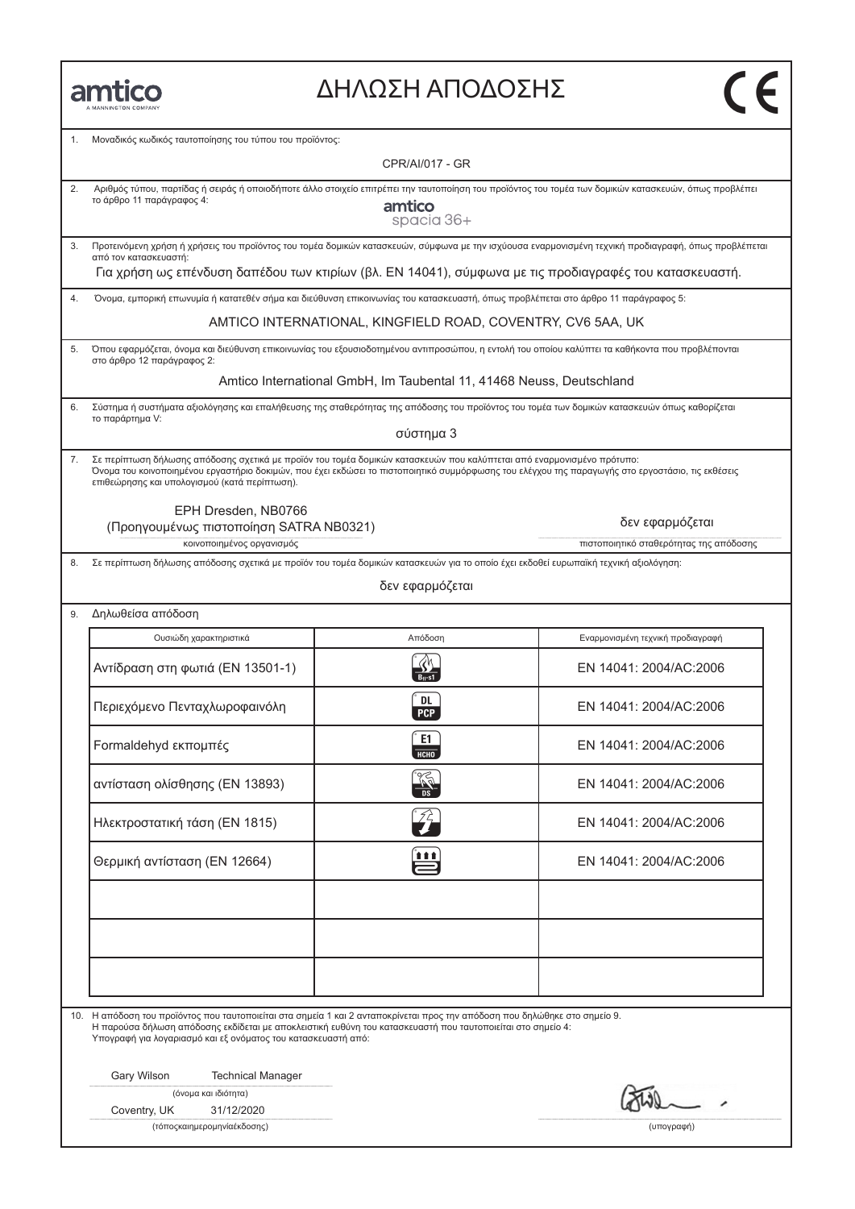amtico
A MANNINGTON COMPANY

# ΔΗΛΩΣΗ ΑΠΟΔΟΣΗΣ

CE

1. Μοναδικός κωδικός ταυτοποίησης του τύπου του προϊόντος:

CPR/AI/017 - GR

2. Αριθμός τύπου, παρτίδας ή σειράς ή οποιοδήποτε άλλο στοιχείο επιτρέπει την ταυτοποίηση του προϊόντος του τομέα των δομικών κατασκευών, όπως προβλέπει το άρθρο 11 παράγραφος 4:

amtico spacia 36+

3. Προτεινόμενη χρήση ή χρήσεις του προϊόντος του τομέα δομικών κατασκευών, σύμφωνα με την ισχύουσα εναρμονισμένη τεχνική προδιαγραφή, όπως προβλέπεται από τον κατασκευαστή:

Για χρήση ως επένδυση δαπέδου των κτιρίων (βλ. EN 14041), σύμφωνα με τις προδιαγραφές του κατασκευαστή.

4. Όνομα, εμπορική επωνυμία ή κατατεθέν σήμα και διεύθυνση επικοινωνίας του κατασκευαστή, όπως προβλέπεται στο άρθρο 11 παράγραφος 5:

AMTICO INTERNATIONAL, KINGFIELD ROAD, COVENTRY, CV6 5AA, UK

5. Όπου εφαρμόζεται, όνομα και διεύθυνση επικοινωνίας του εξουσιοδοτημένου αντιπροσώπου, η εντολή του οποίου καλύπτει τα καθήκοντα που προβλέπονται στο άρθρο 12 παράγραφος 2:

Amtico International GmbH, Im Taubental 11, 41468 Neuss, Deutschland

6. Σύστημα ή συστήματα αξιολόγησης και επαλήθευσης της σταθερότητας της απόδοσης του προϊόντος του τομέα των δομικών κατασκευών όπως καθορίζεται το παράρτημα V:

σύστημα 3

7. Σε περίπτωση δήλωσης απόδοσης σχετικά με προϊόν του τομέα δομικών κατασκευών που καλύπτεται από εναρμονισμένο πρότυπο:
Όνομα του κοινοποιημένου εργαστήριο δοκιμών, που έχει εκδώσει το πιστοποιητικό συμμόρφωσης του ελέγχου της παραγωγής στο εργοστάσιο, τις εκθέσεις επιθεώρησης και υπολογισμού (κατά περίπτωση).

EPH Dresden, NB0766
(Προηγουμένως πιστοποίηση SATRA NB0321)
κοινοποιημένος οργανισμός

δεν εφαρμόζεται
πιστοποιητικό σταθερότητας της απόδοσης

8. Σε περίπτωση δήλωσης απόδοσης σχετικά με προϊόν του τομέα δομικών κατασκευών για το οποίο έχει εκδοθεί ευρωπαϊκή τεχνική αξιολόγηση:

δεν εφαρμόζεται

9. Δηλωθείσα απόδοση

| Ουσιώδη χαρακτηριστικά | Απόδοση | Εναρμονισμένη τεχνική προδιαγραφή |
|---|---|---|
| Αντίδραση στη φωτιά (EN 13501-1) | $B_{fl}$-s1 | EN 14041: 2004/AC:2006 |
| Περιεχόμενο Πενταχλωροφαινόλη | DL PCP | EN 14041: 2004/AC:2006 |
| Formaldehyd εκπομπές | E1 HCHO | EN 14041: 2004/AC:2006 |
| αντίσταση ολίσθησης (EN 13893) | DS | EN 14041: 2004/AC:2006 |
| Ηλεκτροστατική τάση (EN 1815) | | EN 14041: 2004/AC:2006 |
| Θερμική αντίσταση (EN 12664) | | EN 14041: 2004/AC:2006 |
| | | |
| | | |
| | | |

10. Η απόδοση του προϊόντος που ταυτοποιείται στα σημεία 1 και 2 ανταποκρίνεται προς την απόδοση που δηλώθηκε στο σημείο 9.
Η παρούσα δήλωση απόδοσης εκδίδεται με αποκλειστική ευθύνη του κατασκευαστή που ταυτοποιείται στο σημείο 4:
Υπογραφή για λογαριασμό και εξ ονόματος του κατασκευαστή από:

Gary Wilson Technical Manager
(όνομα και ιδιότητα)

Coventry, UK 31/12/2020
(τόποςκαιημερομηνίαέκδοσης)

(υπογραφή)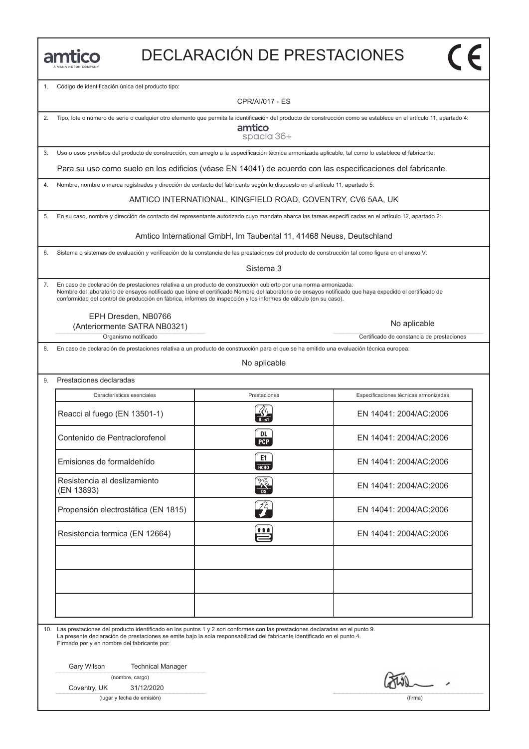amtico
A MANNINGTON COMPANY

# DECLARACIÓN DE PRESTACIONES

CE

1. Código de identificación única del producto tipo:

   CPR/AI/017 - ES

2. Tipo, lote o número de serie o cualquier otro elemento que permita la identificación del producto de construcción como se establece en el artículo 11, apartado 4:

   amtico
   spacia 36+

3. Uso o usos previstos del producto de construcción, con arreglo a la especificación técnica armonizada aplicable, tal como lo establece el fabricante:

   Para su uso como suelo en los edificios (véase EN 14041) de acuerdo con las especificaciones del fabricante.

4. Nombre, nombre o marca registrados y dirección de contacto del fabricante según lo dispuesto en el artículo 11, apartado 5:

   AMTICO INTERNATIONAL, KINGFIELD ROAD, COVENTRY, CV6 5AA, UK

5. En su caso, nombre y dirección de contacto del representante autorizado cuyo mandato abarca las tareas especifi cadas en el artículo 12, apartado 2:

   Amtico International GmbH, Im Taubental 11, 41468 Neuss, Deutschland

6. Sistema o sistemas de evaluación y verificación de la constancia de las prestaciones del producto de construcción tal como figura en el anexo V:

   Sistema 3

7. En caso de declaración de prestaciones relativa a un producto de construcción cubierto por una norma armonizada:
   Nombre del laboratorio de ensayos notificado que tiene el certificado Nombre del laboratorio de ensayos notificado que haya expedido el certificado de conformidad del control de producción en fábrica, informes de inspección y los informes de cálculo (en su caso).

   EPH Dresden, NB0766
   (Anteriormente SATRA NB0321)
   Organismo notificado

   No aplicable
   Certificado de constancia de prestaciones

8. En caso de declaración de prestaciones relativa a un producto de construcción para el que se ha emitido una evaluación técnica europea:

   No aplicable

9. Prestaciones declaradas

| Características esenciales | Prestaciones | Especificaciones técnicas armonizadas |
|---|---|---|
| Reacci al fuego (EN 13501-1) | $B_{fl}$-s1 | EN 14041: 2004/AC:2006 |
| Contenido de Pentraclorofenol | DL PCP | EN 14041: 2004/AC:2006 |
| Emisiones de formaldehído | E1 HCHO | EN 14041: 2004/AC:2006 |
| Resistencia al deslizamiento (EN 13893) | DS | EN 14041: 2004/AC:2006 |
| Propensión electrostática (EN 1815) | | EN 14041: 2004/AC:2006 |
| Resistencia termica (EN 12664) | | EN 14041: 2004/AC:2006 |
| | | |
| | | |
| | | |

10. Las prestaciones del producto identificado en los puntos 1 y 2 son conformes con las prestaciones declaradas en el punto 9.
    La presente declaración de prestaciones se emite bajo la sola responsabilidad del fabricante identificado en el punto 4.
    Firmado por y en nombre del fabricante por:

    Gary Wilson — Technical Manager
    (nombre, cargo)

    Coventry, UK — 31/12/2020
    (lugar y fecha de emisión)

    (firma)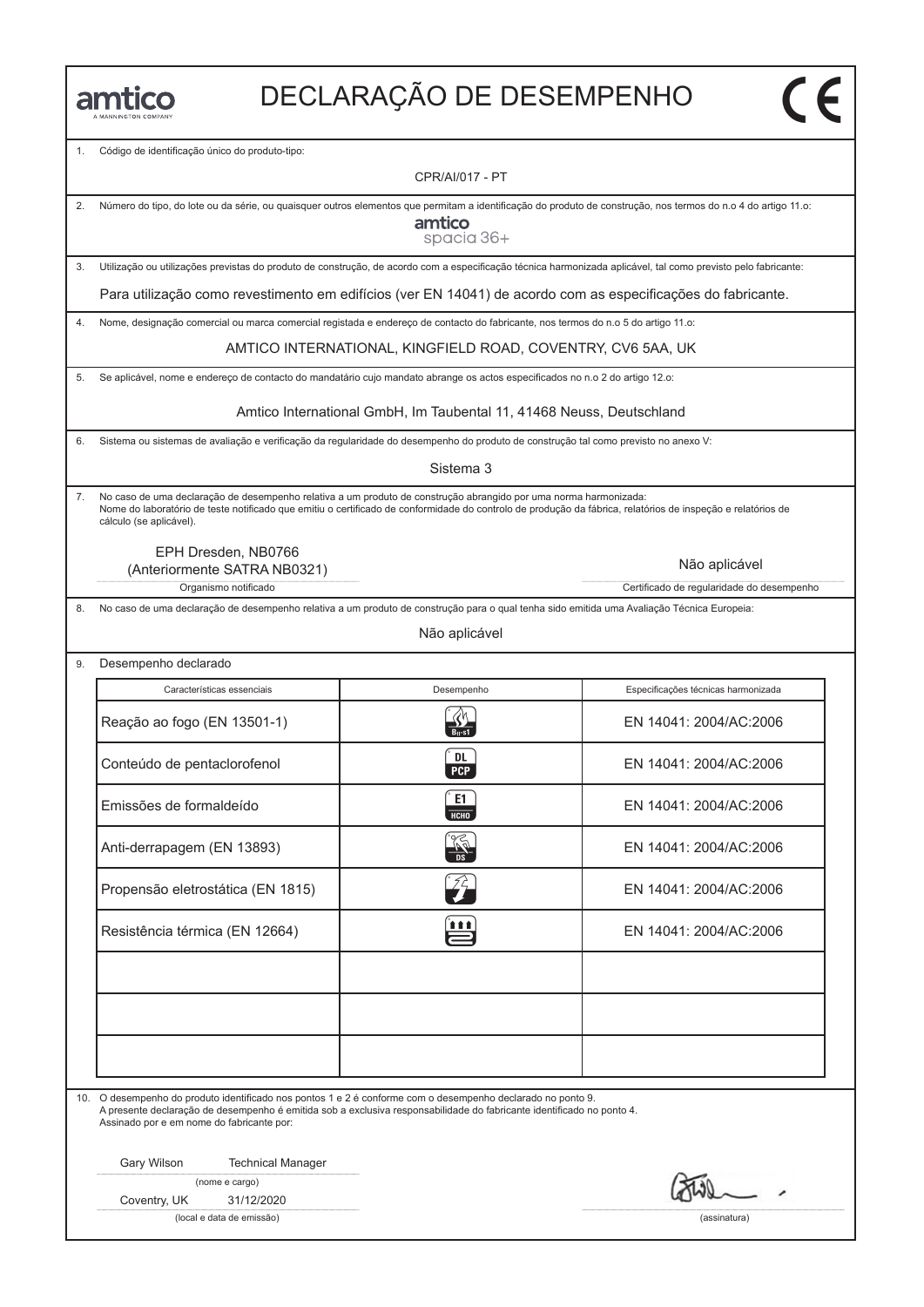amtico
A MANNINGTON COMPANY

# DECLARAÇÃO DE DESEMPENHO

CE

1. Código de identificação único do produto-tipo:

CPR/AI/017 - PT

2. Número do tipo, do lote ou da série, ou quaisquer outros elementos que permitam a identificação do produto de construção, nos termos do n.o 4 do artigo 11.o:

amtico
spacia 36+

3. Utilização ou utilizações previstas do produto de construção, de acordo com a especificação técnica harmonizada aplicável, tal como previsto pelo fabricante:

Para utilização como revestimento em edifícios (ver EN 14041) de acordo com as especificações do fabricante.

4. Nome, designação comercial ou marca comercial registada e endereço de contacto do fabricante, nos termos do n.o 5 do artigo 11.o:

AMTICO INTERNATIONAL, KINGFIELD ROAD, COVENTRY, CV6 5AA, UK

5. Se aplicável, nome e endereço de contacto do mandatário cujo mandato abrange os actos especificados no n.o 2 do artigo 12.o:

Amtico International GmbH, Im Taubental 11, 41468 Neuss, Deutschland

6. Sistema ou sistemas de avaliação e verificação da regularidade do desempenho do produto de construção tal como previsto no anexo V:

Sistema 3

7. No caso de uma declaração de desempenho relativa a um produto de construção abrangido por uma norma harmonizada:
Nome do laboratório de teste notificado que emitiu o certificado de conformidade do controlo de produção da fábrica, relatórios de inspeção e relatórios de cálculo (se aplicável).

EPH Dresden, NB0766
(Anteriormente SATRA NB0321)
Organismo notificado

Não aplicável
Certificado de regularidade do desempenho

8. No caso de uma declaração de desempenho relativa a um produto de construção para o qual tenha sido emitida uma Avaliação Técnica Europeia:

Não aplicável

9. Desempenho declarado

| Características essenciais | Desempenho | Especificações técnicas harmonizada |
|---|---|---|
| Reação ao fogo (EN 13501-1) | $B_{fl}$-s1 | EN 14041: 2004/AC:2006 |
| Conteúdo de pentaclorofenol | DL PCP | EN 14041: 2004/AC:2006 |
| Emissões de formaldeído | E1 HCHO | EN 14041: 2004/AC:2006 |
| Anti-derrapagem (EN 13893) | DS | EN 14041: 2004/AC:2006 |
| Propensão eletrostática (EN 1815) | | EN 14041: 2004/AC:2006 |
| Resistência térmica (EN 12664) | | EN 14041: 2004/AC:2006 |
| | | |
| | | |
| | | |

10. O desempenho do produto identificado nos pontos 1 e 2 é conforme com o desempenho declarado no ponto 9.
A presente declaração de desempenho é emitida sob a exclusiva responsabilidade do fabricante identificado no ponto 4.
Assinado por e em nome do fabricante por:

Gary Wilson Technical Manager
(nome e cargo)

Coventry, UK 31/12/2020
(local e data de emissão)

(assinatura)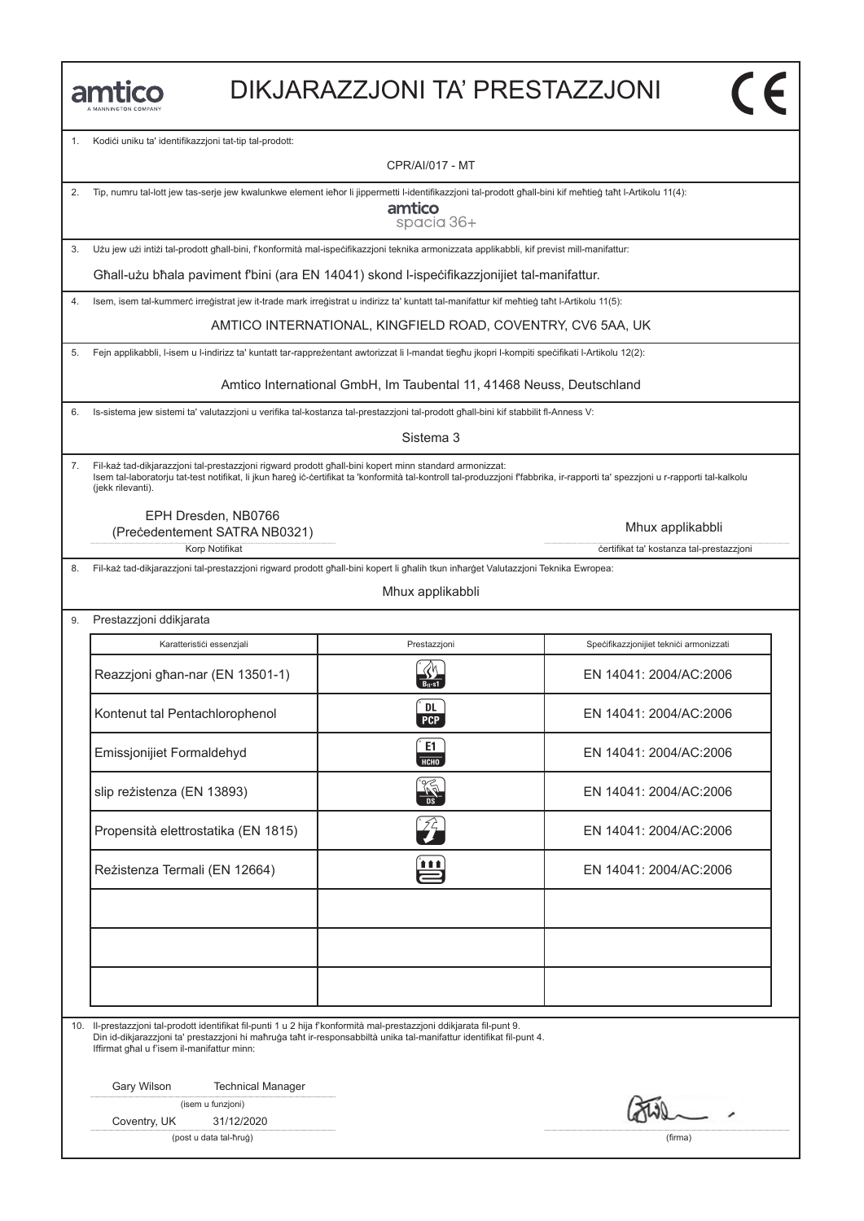amtico
A MANNINGTON COMPANY

# DIKJARAZZJONI TA' PRESTAZZJONI

CE

1. Kodiċi uniku ta' identifikazzjoni tat-tip tal-prodott:

CPR/AI/017 - MT

2. Tip, numru tal-lott jew tas-serje jew kwalunkwe element ieħor li jippermetti l-identifikazzjoni tal-prodott għall-bini kif meħtieġ taħt l-Artikolu 11(4):

amtico
spacia 36+

3. Użu jew użi intiżi tal-prodott għall-bini, f'konformità mal-ispeċifikazzjoni teknika armonizzata applikabbli, kif previst mill-manifattur:

Għall-użu bħala paviment f'bini (ara EN 14041) skond l-ispeċifikazzjonijiet tal-manifattur.

4. Isem, isem tal-kummerċ irreġistrat jew it-trade mark irreġistrat u indirizz ta' kuntatt tal-manifattur kif meħtieġ taħt l-Artikolu 11(5):

AMTICO INTERNATIONAL, KINGFIELD ROAD, COVENTRY, CV6 5AA, UK

5. Fejn applikabbli, l-isem u l-indirizz ta' kuntatt tar-rappreżentant awtorizzat li l-mandat tiegħu jkopri l-kompiti speċifikati l-Artikolu 12(2):

Amtico International GmbH, Im Taubental 11, 41468 Neuss, Deutschland

6. Is-sistema jew sistemi ta' valutazzjoni u verifika tal-kostanza tal-prestazzjoni tal-prodott għall-bini kif stabbilit fl-Anness V:

Sistema 3

7. Fil-każ tad-dikjarazzjoni tal-prestazzjoni rigward prodott għall-bini kopert minn standard armonizzat:
Isem tal-laboratorju tat-test notifikat, li jkun ħareġ iċ-ċertifikat ta 'konformità tal-kontroll tal-produzzjoni f'fabbrika, ir-rapporti ta' spezzjoni u r-rapporti tal-kalkolu (jekk rilevanti).

EPH Dresden, NB0766
(Preċedentement SATRA NB0321)
Korp Notifikat

Mhux applikabbli
ċertifikat ta' kostanza tal-prestazzjoni

8. Fil-każ tad-dikjarazzjoni tal-prestazzjoni rigward prodott għall-bini kopert li għalih tkun inħarġet Valutazzjoni Teknika Ewropea:

Mhux applikabbli

9. Prestazzjoni ddikjarata

| Karatteristiċi essenzjali | Prestazzjoni | Speċifikazzjonijiet tekniċi armonizzati |
| --- | --- | --- |
| Reazzjoni għan-nar (EN 13501-1) | $B_{fl}$-s1 | EN 14041: 2004/AC:2006 |
| Kontenut tal Pentachlorophenol | DL PCP | EN 14041: 2004/AC:2006 |
| Emissjonijiet Formaldehyd | E1 HCHO | EN 14041: 2004/AC:2006 |
| slip reżistenza (EN 13893) | DS | EN 14041: 2004/AC:2006 |
| Propensità elettrostatika (EN 1815) | | EN 14041: 2004/AC:2006 |
| Reżistenza Termali (EN 12664) | | EN 14041: 2004/AC:2006 |
| | | |
| | | |
| | | |

10. Il-prestazzjoni tal-prodott identifikat fil-punti 1 u 2 hija f'konformità mal-prestazzjoni ddikjarata fil-punt 9.
Din id-dikjarazzjoni ta' prestazzjoni hi maħruġa taħt ir-responsabbiltà unika tal-manifattur identifikat fil-punt 4.
Iffirmat għal u f'isem il-manifattur minn:

Gary Wilson Technical Manager
(isem u funzjoni)

Coventry, UK 31/12/2020
(post u data tal-ħruġ)

(firma)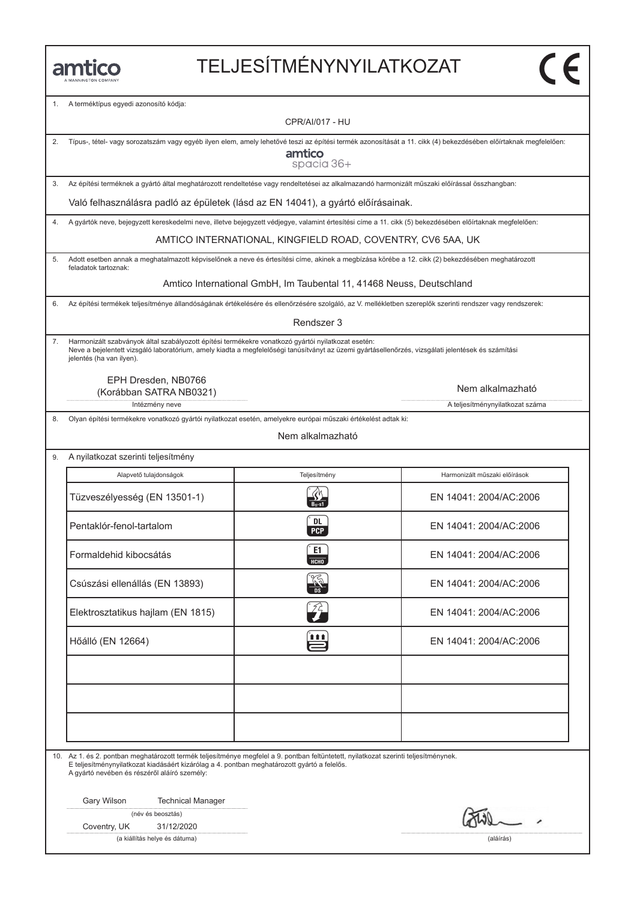amtico
A MANNINGTON COMPANY

# TELJESÍTMÉNYNYILATKOZAT

CE

1. A terméktípus egyedi azonosító kódja:

CPR/AI/017 - HU

2. Típus-, tétel- vagy sorozatszám vagy egyéb ilyen elem, amely lehetővé teszi az építési termék azonosítását a 11. cikk (4) bekezdésében előírtaknak megfelelően:

amtico
spacia 36+

3. Az építési terméknek a gyártó által meghatározott rendeltetése vagy rendeltetései az alkalmazandó harmonizált műszaki előírással összhangban:

Való felhasználásra padló az épületek (lásd az EN 14041), a gyártó előírásainak.

4. A gyártók neve, bejegyzett kereskedelmi neve, illetve bejegyzett védjegye, valamint értesítési címe a 11. cikk (5) bekezdésében előírtaknak megfelelően:

AMTICO INTERNATIONAL, KINGFIELD ROAD, COVENTRY, CV6 5AA, UK

5. Adott esetben annak a meghatalmazott képviselőnek a neve és értesítési címe, akinek a megbízása körébe a 12. cikk (2) bekezdésében meghatározott feladatok tartoznak:

Amtico International GmbH, Im Taubental 11, 41468 Neuss, Deutschland

6. Az építési termékek teljesítménye állandóságának értékelésére és ellenőrzésére szolgáló, az V. mellékletben szereplők szerinti rendszer vagy rendszerek:

Rendszer 3

7. Harmonizált szabványok által szabályozott építési termékekre vonatkozó gyártói nyilatkozat esetén:
Neve a bejelentett vizsgáló laboratórium, amely kiadta a megfelelőségi tanúsítványt az üzemi gyártásellenőrzés, vizsgálati jelentések és számítási jelentés (ha van ilyen).

| EPH Dresden, NB0766 (Korábban SATRA NB0321) | Nem alkalmazható |
|---|---|
| Intézmény neve | A teljesítménynyilatkozat száma |

8. Olyan építési termékekre vonatkozó gyártói nyilatkozat esetén, amelyekre európai műszaki értékelést adtak ki:

Nem alkalmazható

9. A nyilatkozat szerinti teljesítmény

| Alapvető tulajdonságok | Teljesítmény | Harmonizált műszaki előírások |
|---|---|---|
| Tűzveszélyesség (EN 13501-1) | $B_{fl}$-s1 | EN 14041: 2004/AC:2006 |
| Pentaklór-fenol-tartalom | DL PCP | EN 14041: 2004/AC:2006 |
| Formaldehid kibocsátás | E1 HCHO | EN 14041: 2004/AC:2006 |
| Csúszási ellenállás (EN 13893) | DS | EN 14041: 2004/AC:2006 |
| Elektrosztatikus hajlam (EN 1815) | | EN 14041: 2004/AC:2006 |
| Hőálló (EN 12664) | | EN 14041: 2004/AC:2006 |
| | | |
| | | |
| | | |

10. Az 1. és 2. pontban meghatározott termék teljesítménye megfelel a 9. pontban feltüntetett, nyilatkozat szerinti teljesítménynek.
E teljesítménynyilatkozat kiadásáért kizárólag a 4. pontban meghatározott gyártó a felelős.
A gyártó nevében és részéről aláíró személy:

Gary Wilson Technical Manager
(név és beosztás)

Coventry, UK 31/12/2020
(a kiállítás helye és dátuma)

(aláírás)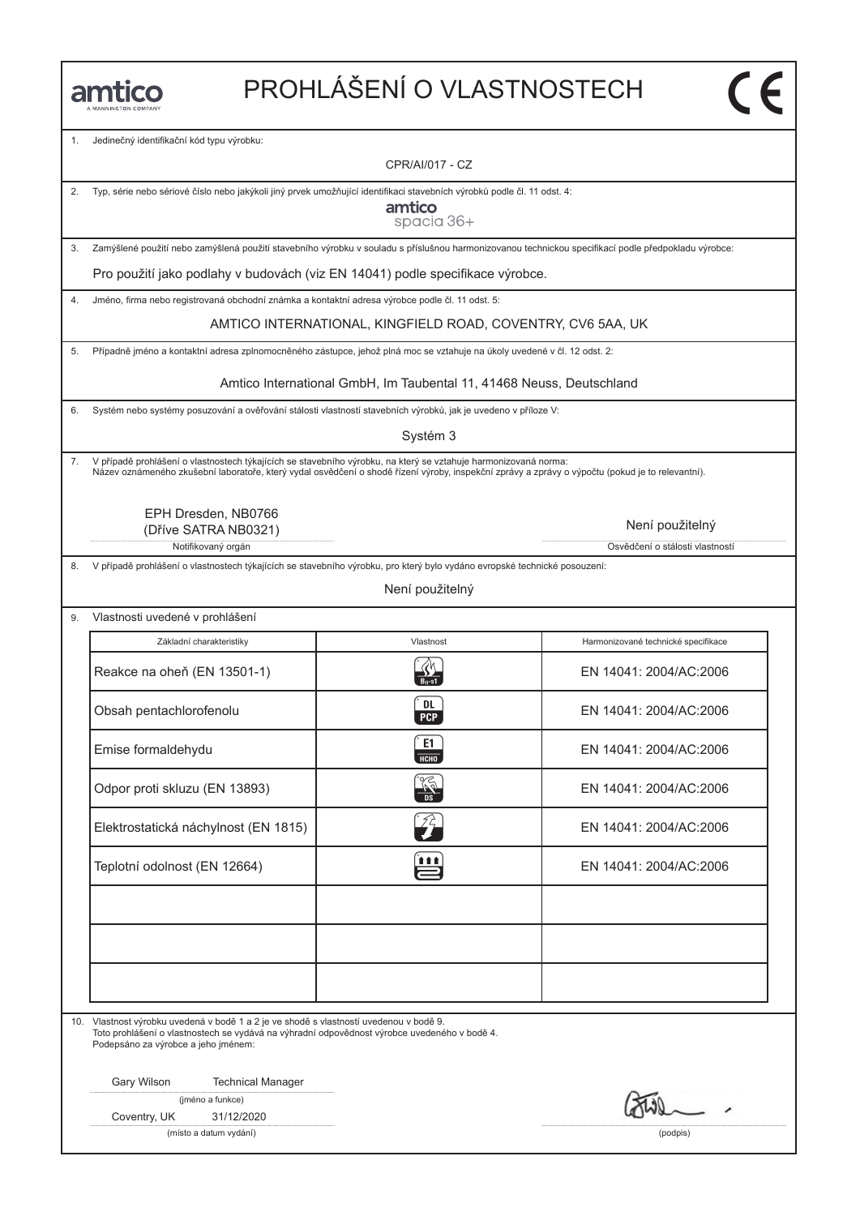amtico
A MANNINGTON COMPANY

# PROHLÁŠENÍ O VLASTNOSTECH

CE

1. Jedinečný identifikační kód typu výrobku:

CPR/AI/017 - CZ

2. Typ, série nebo sériové číslo nebo jakýkoli jiný prvek umožňující identifikaci stavebních výrobků podle čl. 11 odst. 4:

amtico spacia 36+

3. Zamýšlené použití nebo zamýšlená použití stavebního výrobku v souladu s příslušnou harmonizovanou technickou specifikací podle předpokladu výrobce:

Pro použití jako podlahy v budovách (viz EN 14041) podle specifikace výrobce.

4. Jméno, firma nebo registrovaná obchodní známka a kontaktní adresa výrobce podle čl. 11 odst. 5:

AMTICO INTERNATIONAL, KINGFIELD ROAD, COVENTRY, CV6 5AA, UK

5. Případně jméno a kontaktní adresa zplnomocněného zástupce, jehož plná moc se vztahuje na úkoly uvedené v čl. 12 odst. 2:

Amtico International GmbH, Im Taubental 11, 41468 Neuss, Deutschland

6. Systém nebo systémy posuzování a ověřování stálosti vlastností stavebních výrobků, jak je uvedeno v příloze V:

Systém 3

7. V případě prohlášení o vlastnostech týkajících se stavebního výrobku, na který se vztahuje harmonizovaná norma:
Název oznámeného zkušební laboratoře, který vydal osvědčení o shodě řízení výroby, inspekční zprávy a zprávy o výpočtu (pokud je to relevantní).

EPH Dresden, NB0766
(Dříve SATRA NB0321)
Notifikovaný orgán

Není použitelný
Osvědčení o stálosti vlastností

8. V případě prohlášení o vlastnostech týkajících se stavebního výrobku, pro který bylo vydáno evropské technické posouzení:

Není použitelný

9. Vlastnosti uvedené v prohlášení

| Základní charakteristiky | Vlastnost | Harmonizované technické specifikace |
|---|---|---|
| Reakce na oheň (EN 13501-1) | $B_{fl}$-s1 | EN 14041: 2004/AC:2006 |
| Obsah pentachlorofenolu | DL PCP | EN 14041: 2004/AC:2006 |
| Emise formaldehydu | E1 HCHO | EN 14041: 2004/AC:2006 |
| Odpor proti skluzu (EN 13893) | DS | EN 14041: 2004/AC:2006 |
| Elektrostatická náchylnost (EN 1815) | | EN 14041: 2004/AC:2006 |
| Teplotní odolnost (EN 12664) | | EN 14041: 2004/AC:2006 |
| | | |
| | | |
| | | |

10. Vlastnost výrobku uvedená v bodě 1 a 2 je ve shodě s vlastností uvedenou v bodě 9.
Toto prohlášení o vlastnostech se vydává na výhradní odpovědnost výrobce uvedeného v bodě 4.
Podepsáno za výrobce a jeho jménem:

Gary Wilson Technical Manager
(jméno a funkce)

Coventry, UK 31/12/2020
(místo a datum vydání)

(podpis)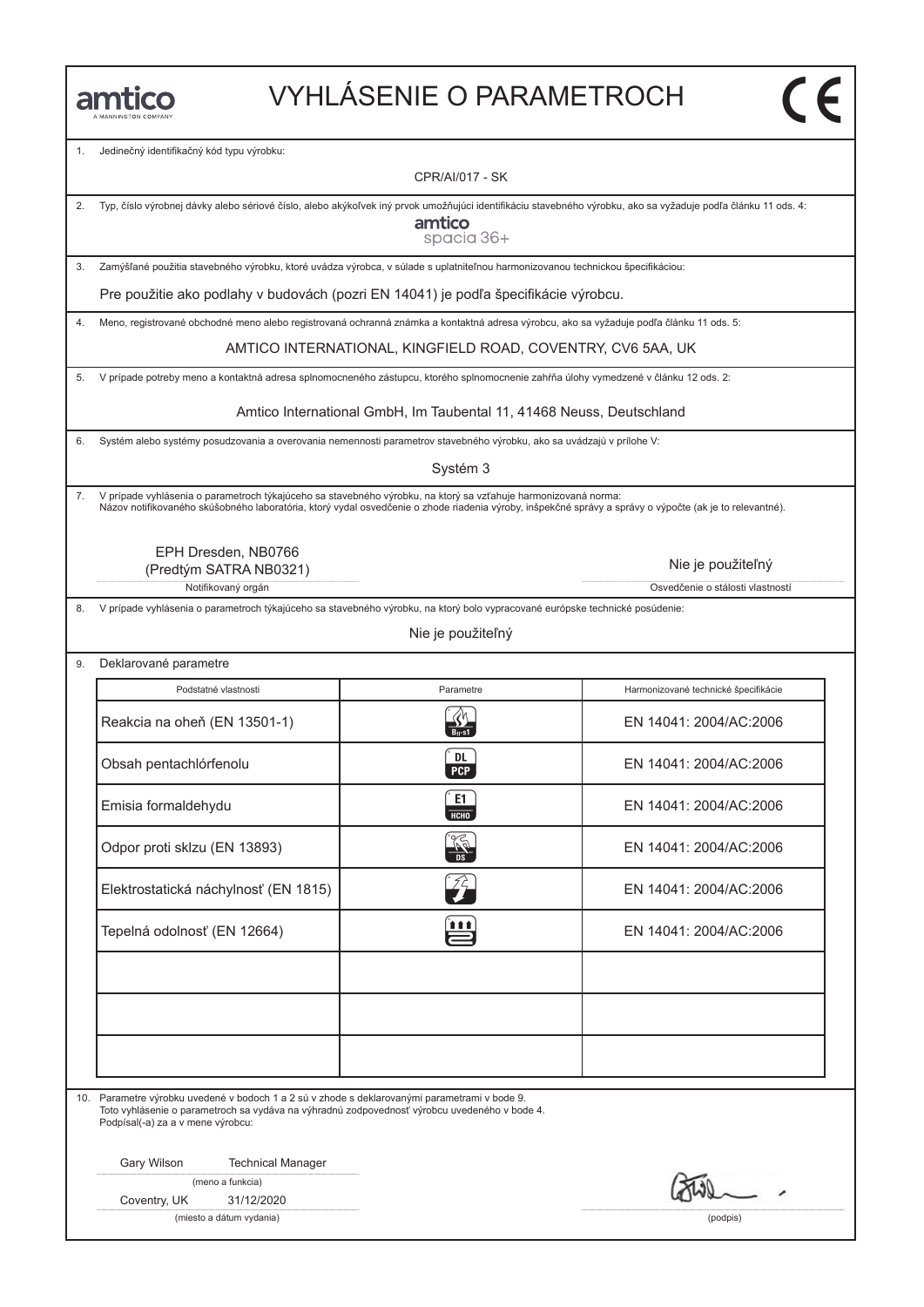amtico
A MANNINGTON COMPANY

# VYHLÁSENIE O PARAMETROCH

CE

1. Jedinečný identifikačný kód typu výrobku:

CPR/AI/017 - SK

2. Typ, číslo výrobnej dávky alebo sériové číslo, alebo akýkoľvek iný prvok umožňujúci identifikáciu stavebného výrobku, ako sa vyžaduje podľa článku 11 ods. 4:

amtico spacia 36+

3. Zamýšľané použitia stavebného výrobku, ktoré uvádza výrobca, v súlade s uplatniteľnou harmonizovanou technickou špecifikáciou:

Pre použitie ako podlahy v budovách (pozri EN 14041) je podľa špecifikácie výrobcu.

4. Meno, registrované obchodné meno alebo registrovaná ochranná známka a kontaktná adresa výrobcu, ako sa vyžaduje podľa článku 11 ods. 5:

AMTICO INTERNATIONAL, KINGFIELD ROAD, COVENTRY, CV6 5AA, UK

5. V prípade potreby meno a kontaktná adresa splnomocneného zástupcu, ktorého splnomocnenie zahŕňa úlohy vymedzené v článku 12 ods. 2:

Amtico International GmbH, Im Taubental 11, 41468 Neuss, Deutschland

6. Systém alebo systémy posudzovania a overovania nemennosti parametrov stavebného výrobku, ako sa uvádzajú v prílohe V:

Systém 3

7. V prípade vyhlásenia o parametroch týkajúceho sa stavebného výrobku, na ktorý sa vzťahuje harmonizovaná norma:
Názov notifikovaného skúšobného laboratória, ktorý vydal osvedčenie o zhode riadenia výroby, inšpekčné správy a správy o výpočte (ak je to relevantné).

| EPH Dresden, NB0766 (Predtým SATRA NB0321) | Nie je použiteľný |
|---|---|
| Notifikovaný orgán | Osvedčenie o stálosti vlastností |

8. V prípade vyhlásenia o parametroch týkajúceho sa stavebného výrobku, na ktorý bolo vypracované európske technické posúdenie:

Nie je použiteľný

9. Deklarované parametre

| Podstatné vlastnosti | Parametre | Harmonizované technické špecifikácie |
|---|---|---|
| Reakcia na oheň (EN 13501-1) | $B_{fl}$-s1 | EN 14041: 2004/AC:2006 |
| Obsah pentachlórfenolu | DL PCP | EN 14041: 2004/AC:2006 |
| Emisia formaldehydu | E1 HCHO | EN 14041: 2004/AC:2006 |
| Odpor proti sklzu (EN 13893) | DS | EN 14041: 2004/AC:2006 |
| Elektrostatická náchylnosť (EN 1815) | | EN 14041: 2004/AC:2006 |
| Tepelná odolnosť (EN 12664) | | EN 14041: 2004/AC:2006 |
| | | |
| | | |
| | | |

10. Parametre výrobku uvedené v bodoch 1 a 2 sú v zhode s deklarovanými parametrami v bode 9.
Toto vyhlásenie o parametroch sa vydáva na výhradnú zodpovednosť výrobcu uvedeného v bode 4.
Podpísal(-a) za a v mene výrobcu:

Gary Wilson Technical Manager
(meno a funkcia)

Coventry, UK 31/12/2020
(miesto a dátum vydania)

(podpis)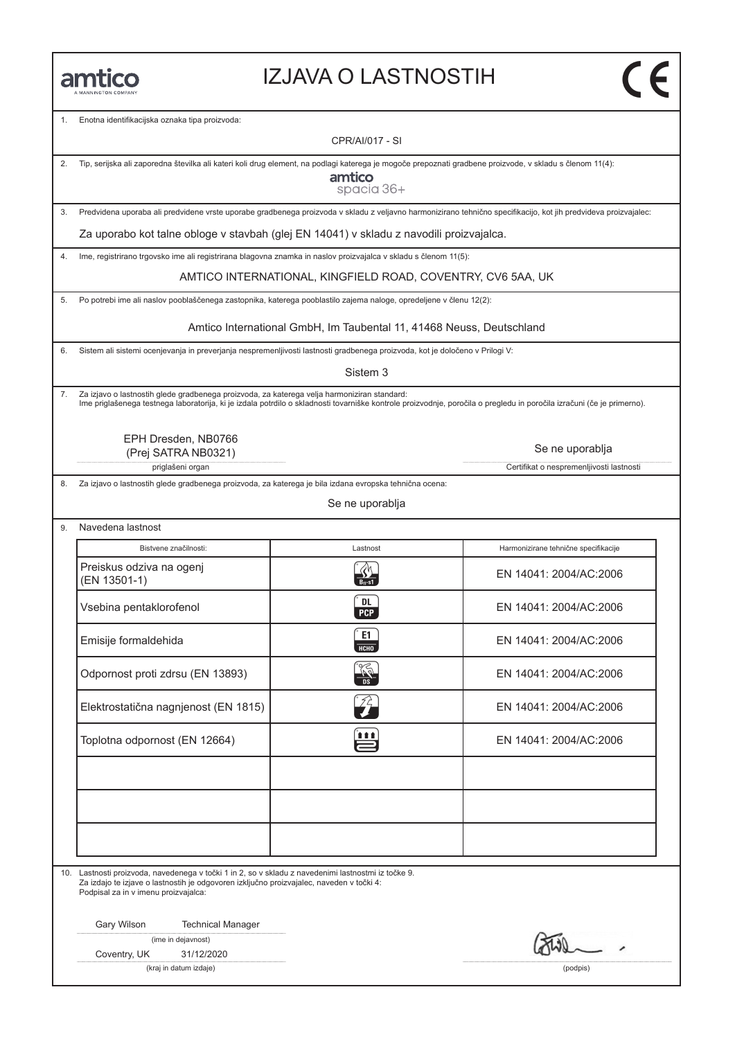amtico
A MANNINGTON COMPANY

# IZJAVA O LASTNOSTIH

CE

1. Enotna identifikacijska oznaka tipa proizvoda:

CPR/AI/017 - SI

2. Tip, serijska ali zaporedna številka ali kateri koli drug element, na podlagi katerega je mogoče prepoznati gradbene proizvode, v skladu s členom 11(4):

amtico
spacia 36+

3. Predvidena uporaba ali predvidene vrste uporabe gradbenega proizvoda v skladu z veljavno harmonizirano tehnično specifikacijo, kot jih predvideva proizvajalec:

Za uporabo kot talne obloge v stavbah (glej EN 14041) v skladu z navodili proizvajalca.

4. Ime, registrirano trgovsko ime ali registrirana blagovna znamka in naslov proizvajalca v skladu s členom 11(5):

AMTICO INTERNATIONAL, KINGFIELD ROAD, COVENTRY, CV6 5AA, UK

5. Po potrebi ime ali naslov pooblaščenega zastopnika, katerega pooblastilo zajema naloge, opredeljene v členu 12(2):

Amtico International GmbH, Im Taubental 11, 41468 Neuss, Deutschland

6. Sistem ali sistemi ocenjevanja in preverjanja nespremenljivosti lastnosti gradbenega proizvoda, kot je določeno v Prilogi V:

Sistem 3

7. Za izjavo o lastnostih glede gradbenega proizvoda, za katerega velja harmoniziran standard:
Ime priglašenega testnega laboratorija, ki je izdala potrdilo o skladnosti tovarniške kontrole proizvodnje, poročila o pregledu in poročila izračuni (če je primerno).

EPH Dresden, NB0766
(Prej SATRA NB0321)
priglašeni organ

Se ne uporablja
Certifikat o nespremenljivosti lastnosti

8. Za izjavo o lastnostih glede gradbenega proizvoda, za katerega je bila izdana evropska tehnična ocena:

Se ne uporablja

9. Navedena lastnost

| Bistvene značilnosti: | Lastnost | Harmonizirane tehnične specifikacije |
|---|---|---|
| Preiskus odziva na ogenj (EN 13501-1) | $B_{fl}$-s1 | EN 14041: 2004/AC:2006 |
| Vsebina pentaklorofenol | DL PCP | EN 14041: 2004/AC:2006 |
| Emisije formaldehida | E1 HCHO | EN 14041: 2004/AC:2006 |
| Odpornost proti zdrsu (EN 13893) | DS | EN 14041: 2004/AC:2006 |
| Elektrostatična nagnjenost (EN 1815) | | EN 14041: 2004/AC:2006 |
| Toplotna odpornost (EN 12664) | | EN 14041: 2004/AC:2006 |
| | | |
| | | |
| | | |

10. Lastnosti proizvoda, navedenega v točki 1 in 2, so v skladu z navedenimi lastnostmi iz točke 9.
Za izdajo te izjave o lastnostih je odgovoren izključno proizvajalec, naveden v točki 4:
Podpisal za in v imenu proizvajalca:

Gary Wilson Technical Manager
(ime in dejavnost)

Coventry, UK 31/12/2020
(kraj in datum izdaje)

(podpis)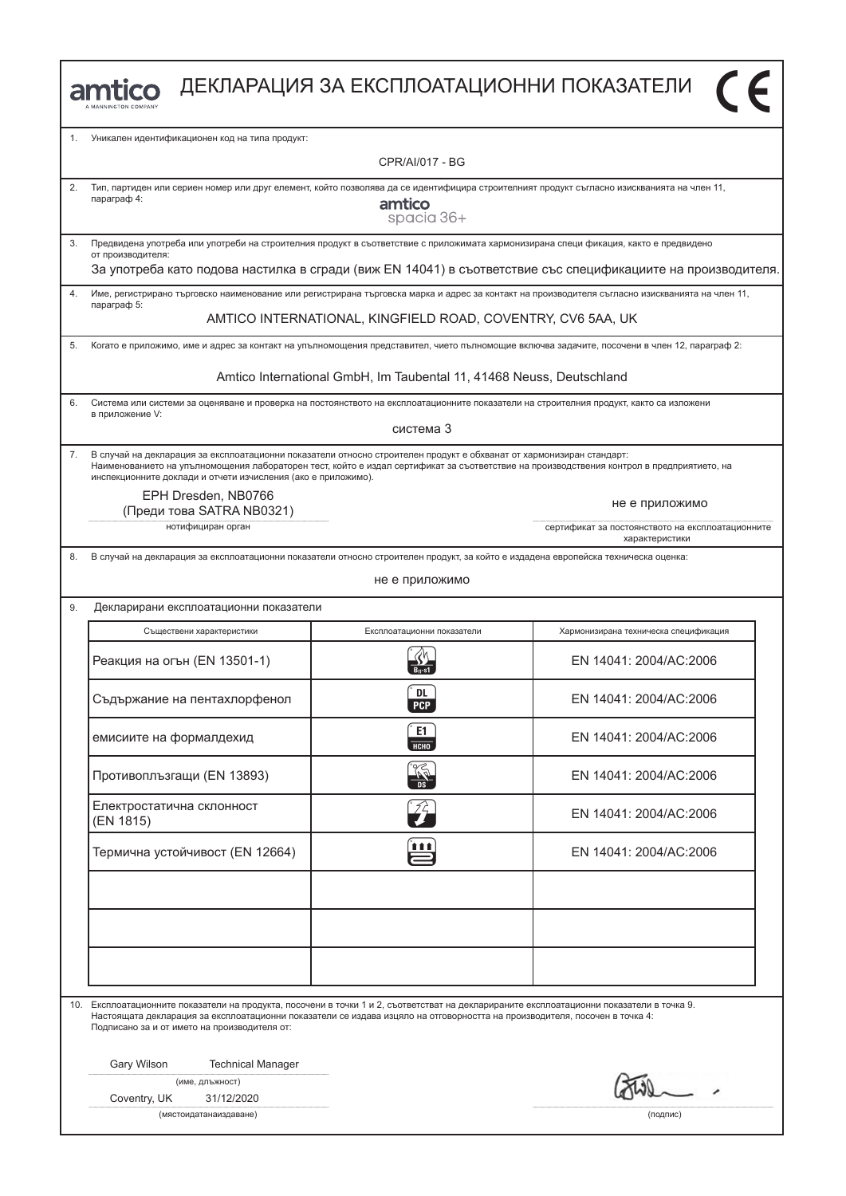# amtico ДЕКЛАРАЦИЯ ЗА ЕКСПЛОАТАЦИОННИ ПОКАЗАТЕЛИ

1. Уникален идентификационен код на типа продукт:

CPR/AI/017 - BG

2. Тип, партиден или сериен номер или друг елемент, който позволява да се идентифицира строителният продукт съгласно изискванията на член 11, параграф 4:

amtico spacia 36+

3. Предвидена употреба или употреби на строителния продукт в съответствие с приложимата хармонизирана специ фикация, както е предвидено от производителя:

За употреба като подова настилка в сгради (виж EN 14041) в съответствие със спецификациите на производителя.

4. Име, регистрирано търговско наименование или регистрирана търговска марка и адрес за контакт на производителя съгласно изискванията на член 11, параграф 5:

AMTICO INTERNATIONAL, KINGFIELD ROAD, COVENTRY, CV6 5AA, UK

5. Когато е приложимо, име и адрес за контакт на упълномощения представител, чието пълномощие включва задачите, посочени в член 12, параграф 2:

Amtico International GmbH, Im Taubental 11, 41468 Neuss, Deutschland

6. Система или системи за оценяване и проверка на постоянството на експлоатационните показатели на строителния продукт, както са изложени в приложение V:

система 3

7. В случай на декларация за експлоатационни показатели относно строителен продукт е обхванат от хармонизиран стандарт:
Наименованието на упълномощения лабораторен тест, който е издал сертификат за съответствие на производствения контрол в предприятието, на инспекционните доклади и отчети изчисления (ако е приложимо).

EPH Dresden, NB0766
(Преди това SATRA NB0321)
нотифициран орган

не е приложимо
сертификат за постоянството на експлоатационните характеристики

8. В случай на декларация за експлоатационни показатели относно строителен продукт, за който е издадена европейска техническа оценка:

не е приложимо

9. Декларирани експлоатационни показатели

| Съществени характеристики | Експлоатационни показатели | Хармонизирана техническа спецификация |
| --- | --- | --- |
| Реакция на огън (EN 13501-1) | $B_{fl}$-s1 | EN 14041: 2004/AC:2006 |
| Съдържание на пентахлорфенол | DL PCP | EN 14041: 2004/AC:2006 |
| емисиите на формалдехид | E1 HCHO | EN 14041: 2004/AC:2006 |
| Противоплъзгащи (EN 13893) | DS | EN 14041: 2004/AC:2006 |
| Електростатична склонност (EN 1815) | | EN 14041: 2004/AC:2006 |
| Термична устойчивост (EN 12664) | | EN 14041: 2004/AC:2006 |
| | | |
| | | |
| | | |

10. Експлоатационните показатели на продукта, посочени в точки 1 и 2, съответстват на декларираните експлоатационни показатели в точка 9.
Настоящата декларация за експлоатационни показатели се издава изцяло на отговорността на производителя, посочен в точка 4:
Подписано за и от името на производителя от:

Gary Wilson Technical Manager
(име, длъжност)

Coventry, UK 31/12/2020
(мястоидатанаиздаване)

(подпис)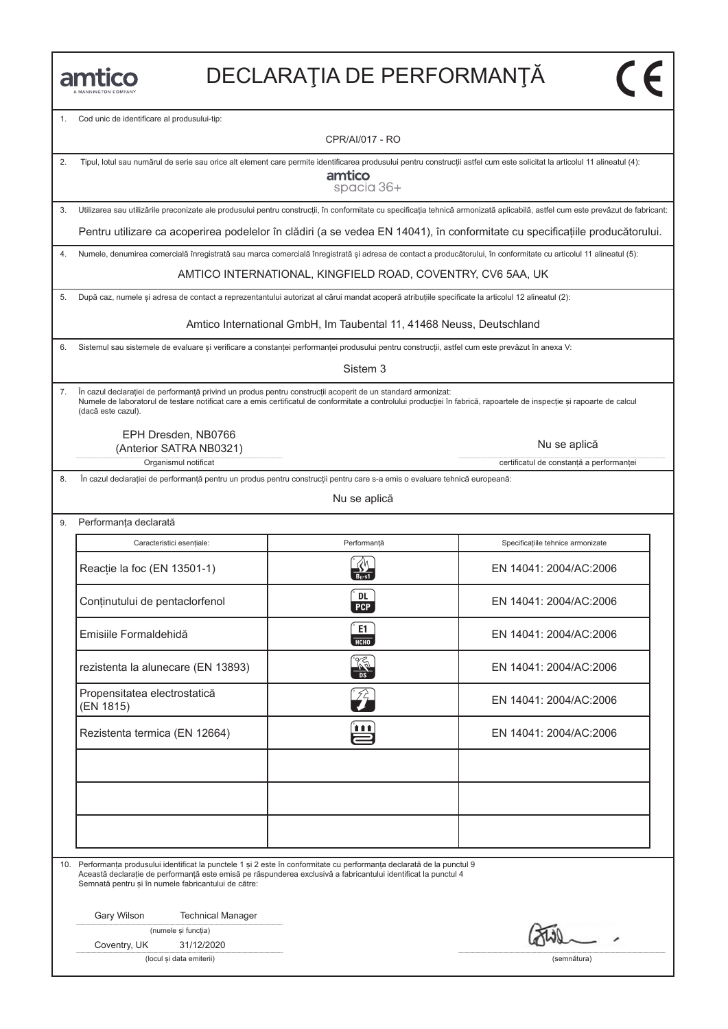amtico
A MANNINGTON COMPANY

# DECLARAŢIA DE PERFORMANŢĂ

CE

1. Cod unic de identificare al produsului-tip:

CPR/AI/017 - RO

2. Tipul, lotul sau numărul de serie sau orice alt element care permite identificarea produsului pentru construcții astfel cum este solicitat la articolul 11 alineatul (4):

amtico
spacia 36+

3. Utilizarea sau utilizările preconizate ale produsului pentru construcții, în conformitate cu specificația tehnică armonizată aplicabilă, astfel cum este prevăzut de fabricant:

Pentru utilizare ca acoperirea podelelor în clădiri (a se vedea EN 14041), în conformitate cu specificațiile producătorului.

4. Numele, denumirea comercială înregistrată sau marca comercială înregistrată și adresa de contact a producătorului, în conformitate cu articolul 11 alineatul (5):

AMTICO INTERNATIONAL, KINGFIELD ROAD, COVENTRY, CV6 5AA, UK

5. După caz, numele și adresa de contact a reprezentantului autorizat al cărui mandat acoperă atribuțiile specificate la articolul 12 alineatul (2):

Amtico International GmbH, Im Taubental 11, 41468 Neuss, Deutschland

6. Sistemul sau sistemele de evaluare și verificare a constanței performanței produsului pentru construcții, astfel cum este prevăzut în anexa V:

Sistem 3

7. În cazul declarației de performanță privind un produs pentru construcții acoperit de un standard armonizat:
Numele de laboratorul de testare notificat care a emis certificatul de conformitate a controlului producției în fabrică, rapoartele de inspecție și rapoarte de calcul (dacă este cazul).

EPH Dresden, NB0766
(Anterior SATRA NB0321)
Organismul notificat

Nu se aplică
certificatul de constanță a performanței

8. În cazul declarației de performanță pentru un produs pentru construcții pentru care s-a emis o evaluare tehnică europeană:

Nu se aplică

9. Performanța declarată

| Caracteristici esențiale: | Performanță | Specificațiile tehnice armonizate |
|---|---|---|
| Reacție la foc (EN 13501-1) | $B_{fl}$-s1 | EN 14041: 2004/AC:2006 |
| Conținutului de pentaclorfenol | DL PCP | EN 14041: 2004/AC:2006 |
| Emisiile Formaldehidă | E1 HCHO | EN 14041: 2004/AC:2006 |
| rezistenta la alunecare (EN 13893) | DS | EN 14041: 2004/AC:2006 |
| Propensitatea electrostatică (EN 1815) | | EN 14041: 2004/AC:2006 |
| Rezistenta termica (EN 12664) | | EN 14041: 2004/AC:2006 |
| | | |
| | | |
| | | |

10. Performanța produsului identificat la punctele 1 și 2 este în conformitate cu performanța declarată de la punctul 9
Această declarație de performanță este emisă pe răspunderea exclusivă a fabricantului identificat la punctul 4
Semnată pentru și în numele fabricantului de către:

Gary Wilson Technical Manager
(numele și funcția)

Coventry, UK 31/12/2020
(locul și data emiterii)

(semnătura)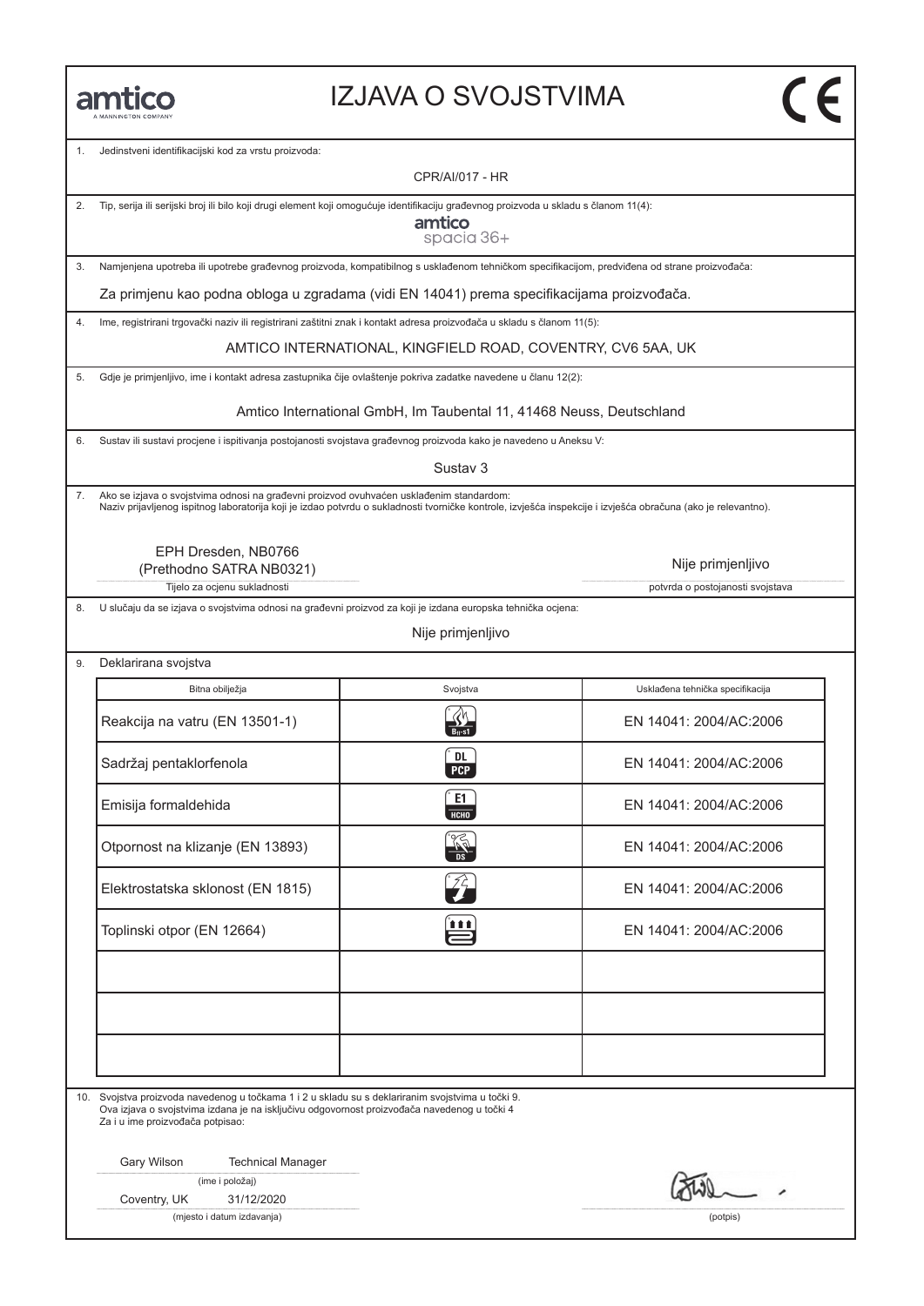# IZJAVA O SVOJSTVIMA

amtico
A MANNINGTON COMPANY

CE

1. Jedinstveni identifikacijski kod za vrstu proizvoda:

CPR/AI/017 - HR

2. Tip, serija ili serijski broj ili bilo koji drugi element koji omogućuje identifikaciju građevnog proizvoda u skladu s članom 11(4):

amtico spacia 36+

3. Namjenjena upotreba ili upotrebe građevnog proizvoda, kompatibilnog s usklađenom tehničkom specifikacijom, predviđena od strane proizvođača:

Za primjenu kao podna obloga u zgradama (vidi EN 14041) prema specifikacijama proizvođača.

4. Ime, registrirani trgovački naziv ili registrirani zaštitni znak i kontakt adresa proizvođača u skladu s članom 11(5):

AMTICO INTERNATIONAL, KINGFIELD ROAD, COVENTRY, CV6 5AA, UK

5. Gdje je primjenljivo, ime i kontakt adresa zastupnika čije ovlaštenje pokriva zadatke navedene u članu 12(2):

Amtico International GmbH, Im Taubental 11, 41468 Neuss, Deutschland

6. Sustav ili sustavi procjene i ispitivanja postojanosti svojstava građevnog proizvoda kako je navedeno u Aneksu V:

Sustav 3

7. Ako se izjava o svojstvima odnosi na građevni proizvod ovuhvaćen usklađenim standardom:
Naziv prijavljenog ispitnog laboratorija koji je izdao potvrdu o sukladnosti tvorničke kontrole, izvješća inspekcije i izvješća obračuna (ako je relevantno).

EPH Dresden, NB0766
(Prethodno SATRA NB0321)
Tijelo za ocjenu sukladnosti

Nije primjenljivo
potvrda o postojanosti svojstava

8. U slučaju da se izjava o svojstvima odnosi na građevni proizvod za koji je izdana europska tehnička ocjena:

Nije primjenljivo

9. Deklarirana svojstva

| Bitna obilježja | Svojstva | Usklađena tehnička specifikacija |
|---|---|---|
| Reakcija na vatru (EN 13501-1) | $B_{fl}$-s1 | EN 14041: 2004/AC:2006 |
| Sadržaj pentaklorfenola | DL PCP | EN 14041: 2004/AC:2006 |
| Emisija formaldehida | E1 HCHO | EN 14041: 2004/AC:2006 |
| Otpornost na klizanje (EN 13893) | DS | EN 14041: 2004/AC:2006 |
| Elektrostatska sklonost (EN 1815) | | EN 14041: 2004/AC:2006 |
| Toplinski otpor (EN 12664) | | EN 14041: 2004/AC:2006 |
| | | |
| | | |
| | | |

10. Svojstva proizvoda navedenog u točkama 1 i 2 u skladu su s deklariranim svojstvima u točki 9.
Ova izjava o svojstvima izdana je na isključivu odgovornost proizvođača navedenog u točki 4
Za i u ime proizvođača potpisao:

Gary Wilson Technical Manager
(ime i položaj)

Coventry, UK 31/12/2020
(mjesto i datum izdavanja)

(potpis)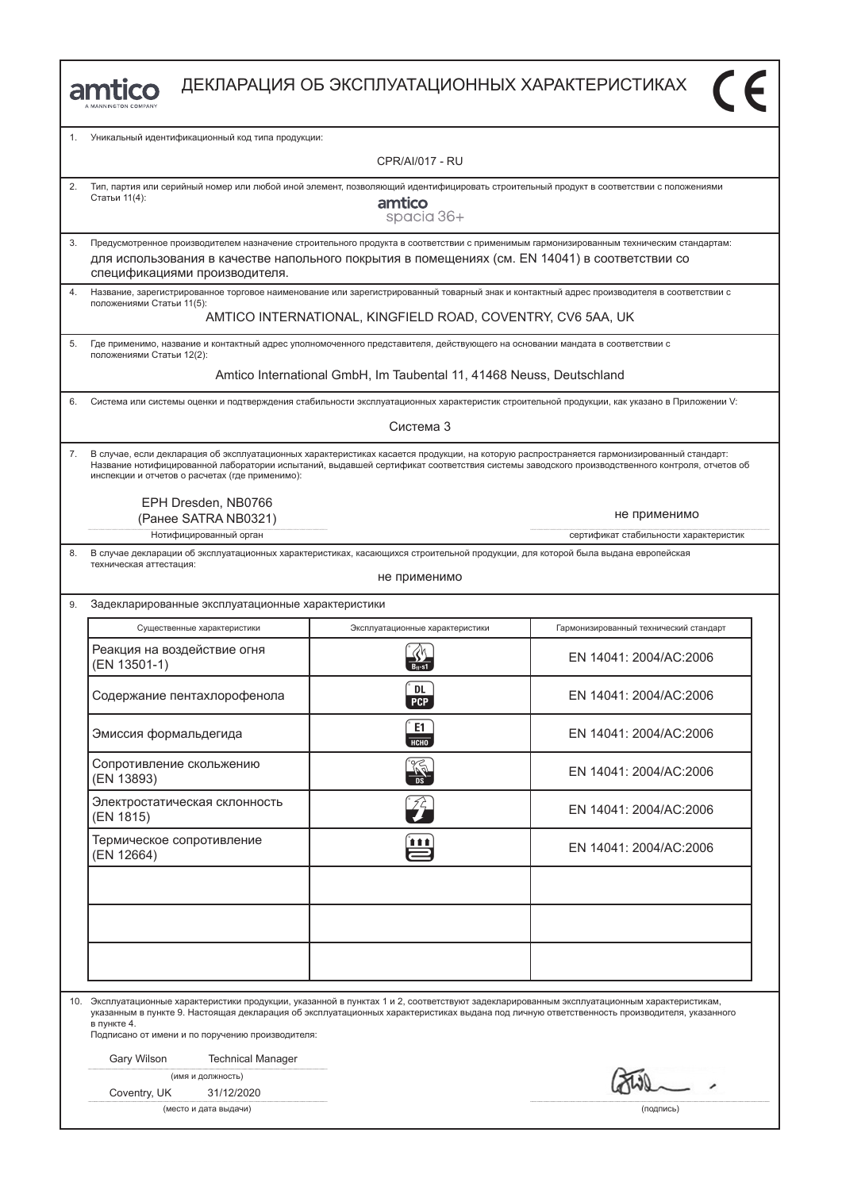amtico
A MANNINGTON COMPANY

# ДЕКЛАРАЦИЯ ОБ ЭКСПЛУАТАЦИОННЫХ ХАРАКТЕРИСТИКАХ

CE

1. Уникальный идентификационный код типа продукции:

CPR/AI/017 - RU

2. Тип, партия или серийный номер или любой иной элемент, позволяющий идентифицировать строительный продукт в соответствии с положениями Статьи 11(4):

amtico
spacia 36+

3. Предусмотренное производителем назначение строительного продукта в соответствии с применимым гармонизированным техническим стандартам:
для использования в качестве напольного покрытия в помещениях (см. EN 14041) в соответствии со спецификациями производителя.

4. Название, зарегистрированное торговое наименование или зарегистрированный товарный знак и контактный адрес производителя в соответствии с положениями Статьи 11(5):

AMTICO INTERNATIONAL, KINGFIELD ROAD, COVENTRY, CV6 5AA, UK

5. Где применимо, название и контактный адрес уполномоченного представителя, действующего на основании мандата в соответствии с положениями Статьи 12(2):

Amtico International GmbH, Im Taubental 11, 41468 Neuss, Deutschland

6. Система или системы оценки и подтверждения стабильности эксплуатационных характеристик строительной продукции, как указано в Приложении V:

Система 3

7. В случае, если декларация об эксплуатационных характеристиках касается продукции, на которую распространяется гармонизированный стандарт: Название нотифицированной лаборатории испытаний, выдавшей сертификат соответствия системы заводского производственного контроля, отчетов об инспекции и отчетов о расчетах (где применимо):

EPH Dresden, NB0766
(Ранее SATRA NB0321)
Нотифицированный орган

не применимо
сертификат стабильности характеристик

8. В случае декларации об эксплуатационных характеристиках, касающихся строительной продукции, для которой была выдана европейская техническая аттестация:

не применимо

9. Задекларированные эксплуатационные характеристики

| Существенные характеристики | Эксплуатационные характеристики | Гармонизированный технический стандарт |
|---|---|---|
| Реакция на воздействие огня (EN 13501-1) | $B_{fl}$-s1 | EN 14041: 2004/AC:2006 |
| Содержание пентахлорофенола | DL PCP | EN 14041: 2004/AC:2006 |
| Эмиссия формальдегида | E1 HCHO | EN 14041: 2004/AC:2006 |
| Сопротивление скольжению (EN 13893) | DS | EN 14041: 2004/AC:2006 |
| Электростатическая склонность (EN 1815) | | EN 14041: 2004/AC:2006 |
| Термическое сопротивление (EN 12664) | | EN 14041: 2004/AC:2006 |
| | | |
| | | |
| | | |

10. Эксплуатационные характеристики продукции, указанной в пунктах 1 и 2, соответствуют задекларированным эксплуатационным характеристикам, указанным в пункте 9. Настоящая декларация об эксплуатационных характеристиках выдана под личную ответственность производителя, указанного в пункте 4.
Подписано от имени и по поручению производителя:

Gary Wilson Technical Manager
(имя и должность)

Coventry, UK 31/12/2020
(место и дата выдачи)

(подпись)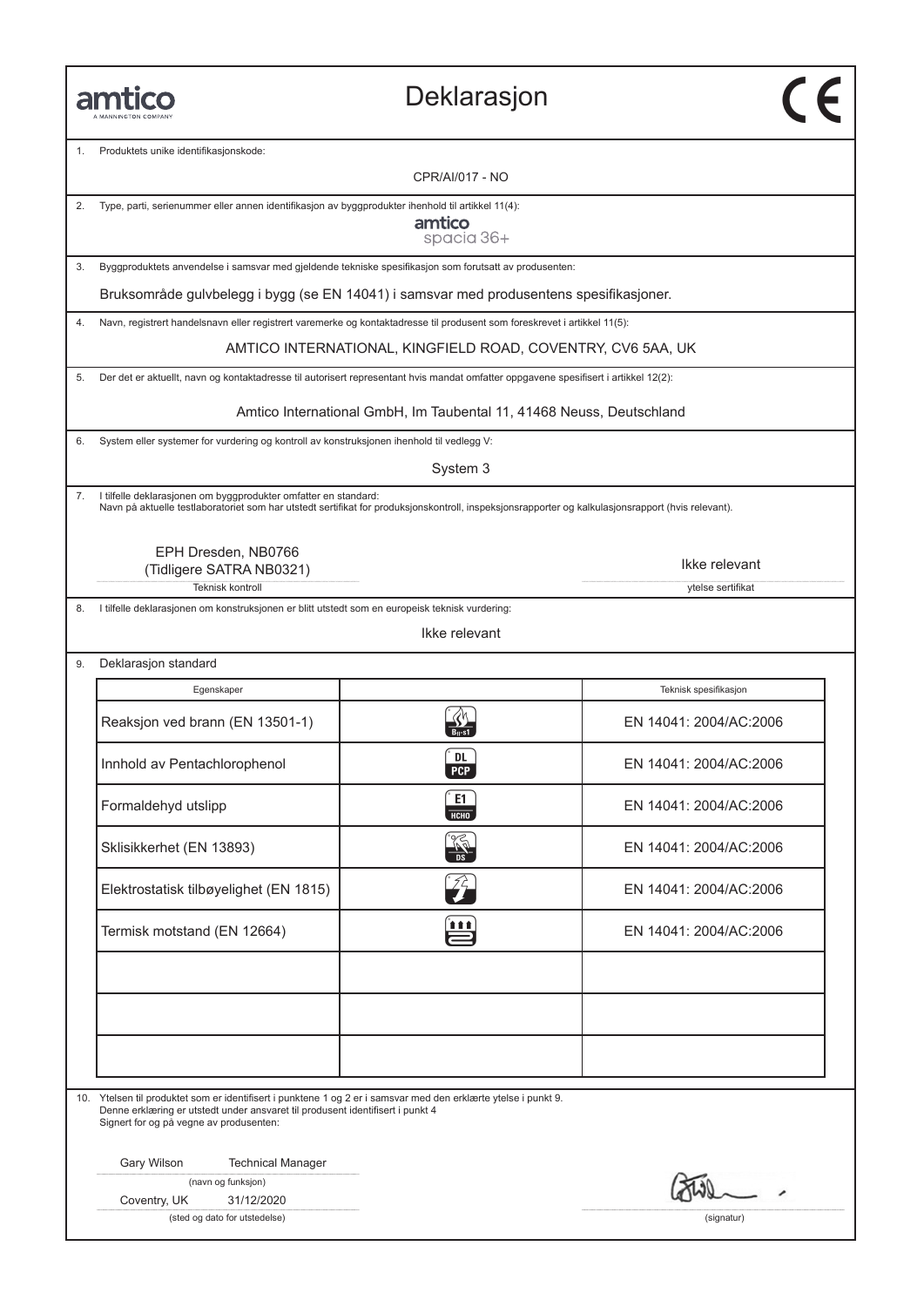amtico
A MANNINGTON COMPANY

# Deklarasjon

CE

1. Produktets unike identifikasjonskode:

CPR/AI/017 - NO

2. Type, parti, serienummer eller annen identifikasjon av byggprodukter ihenhold til artikkel 11(4):

amtico
spacia 36+

3. Byggproduktets anvendelse i samsvar med gjeldende tekniske spesifikasjon som forutsatt av produsenten:

Bruksområde gulvbelegg i bygg (se EN 14041) i samsvar med produsentens spesifikasjoner.

4. Navn, registrert handelsnavn eller registrert varemerke og kontaktadresse til produsent som foreskrevet i artikkel 11(5):

AMTICO INTERNATIONAL, KINGFIELD ROAD, COVENTRY, CV6 5AA, UK

5. Der det er aktuellt, navn og kontaktadresse til autorisert representant hvis mandat omfatter oppgavene spesifisert i artikkel 12(2):

Amtico International GmbH, Im Taubental 11, 41468 Neuss, Deutschland

6. System eller systemer for vurdering og kontroll av konstruksjonen ihenhold til vedlegg V:

System 3

7. I tilfelle deklarasjonen om byggprodukter omfatter en standard:
Navn på aktuelle testlaboratoriet som har utstedt sertifikat for produksjonskontroll, inspeksjonsrapporter og kalkulasjonsrapport (hvis relevant).

EPH Dresden, NB0766
(Tidligere SATRA NB0321)
Teknisk kontroll

Ikke relevant
ytelse sertifikat

8. I tilfelle deklarasjonen om konstruksjonen er blitt utstedt som en europeisk teknisk vurdering:

Ikke relevant

9. Deklarasjon standard

| Egenskaper | | Teknisk spesifikasjon |
|---|---|---|
| Reaksjon ved brann (EN 13501-1) | $B_{fl}$-s1 | EN 14041: 2004/AC:2006 |
| Innhold av Pentachlorophenol | DL PCP | EN 14041: 2004/AC:2006 |
| Formaldehyd utslipp | E1 HCHO | EN 14041: 2004/AC:2006 |
| Sklisikkerhet (EN 13893) | DS | EN 14041: 2004/AC:2006 |
| Elektrostatisk tilbøyelighet (EN 1815) | | EN 14041: 2004/AC:2006 |
| Termisk motstand (EN 12664) | | EN 14041: 2004/AC:2006 |
| | | |
| | | |
| | | |

10. Ytelsen til produktet som er identifisert i punktene 1 og 2 er i samsvar med den erklærte ytelse i punkt 9.
Denne erklæring er utstedt under ansvaret til produsent identifisert i punkt 4
Signert for og på vegne av produsenten:

Gary Wilson Technical Manager
(navn og funksjon)

Coventry, UK 31/12/2020
(sted og dato for utstedelse)

(signatur)